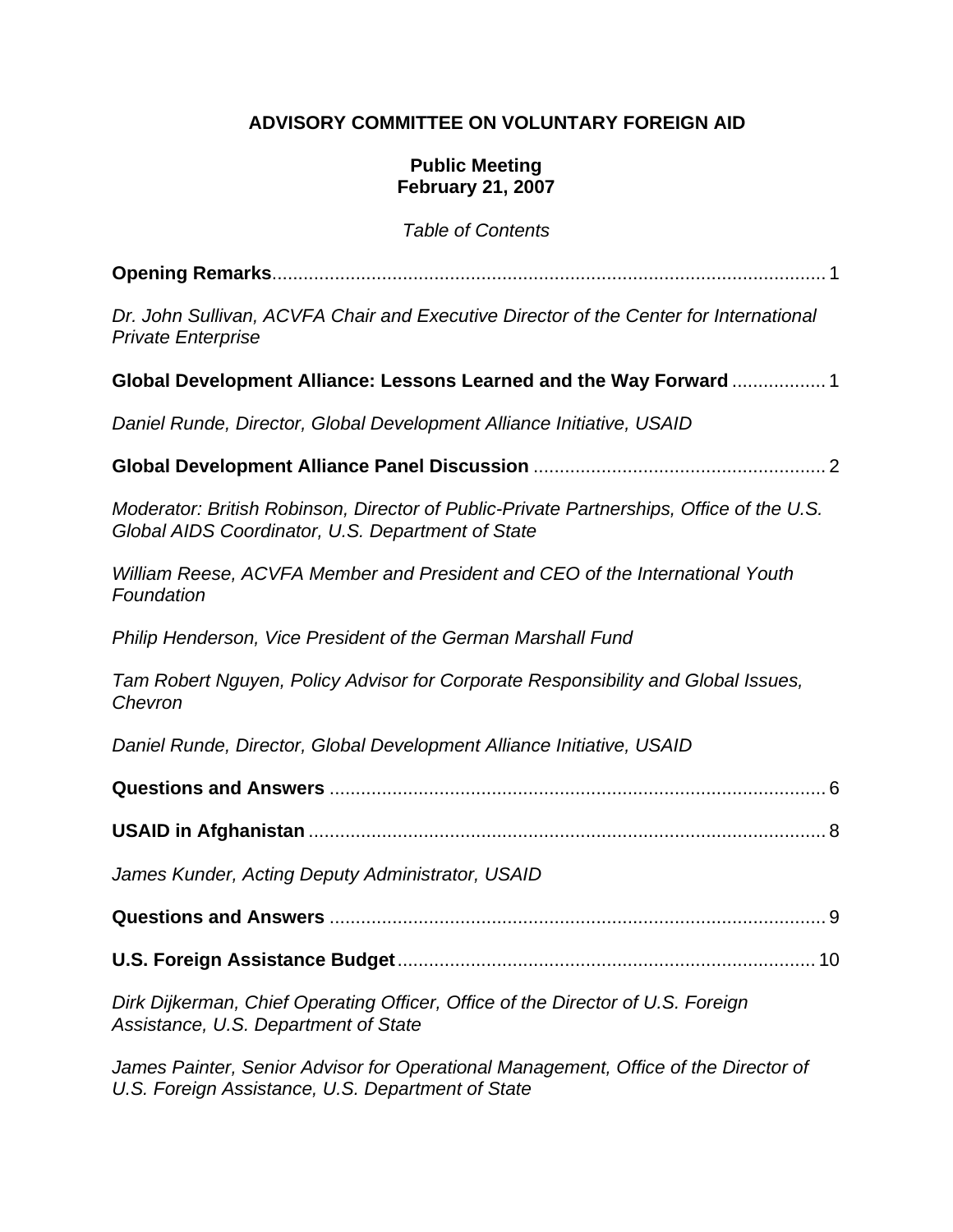**ADVISORY COMMITTEE ON VOLUNTARY FOREIGN AID**

**Public Meeting**
**February 21, 2007**

*Table of Contents*

**Opening Remarks** .......... 1

*Dr. John Sullivan, ACVFA Chair and Executive Director of the Center for International Private Enterprise*

**Global Development Alliance: Lessons Learned and the Way Forward** .......... 1

*Daniel Runde, Director, Global Development Alliance Initiative, USAID*

**Global Development Alliance Panel Discussion** .......... 2

*Moderator: British Robinson, Director of Public-Private Partnerships, Office of the U.S. Global AIDS Coordinator, U.S. Department of State*

*William Reese, ACVFA Member and President and CEO of the International Youth Foundation*

*Philip Henderson, Vice President of the German Marshall Fund*

*Tam Robert Nguyen, Policy Advisor for Corporate Responsibility and Global Issues, Chevron*

*Daniel Runde, Director, Global Development Alliance Initiative, USAID*

**Questions and Answers** .......... 6

**USAID in Afghanistan** .......... 8

*James Kunder, Acting Deputy Administrator, USAID*

**Questions and Answers** .......... 9

**U.S. Foreign Assistance Budget** .......... 10

*Dirk Dijkerman, Chief Operating Officer, Office of the Director of U.S. Foreign Assistance, U.S. Department of State*

*James Painter, Senior Advisor for Operational Management, Office of the Director of U.S. Foreign Assistance, U.S. Department of State*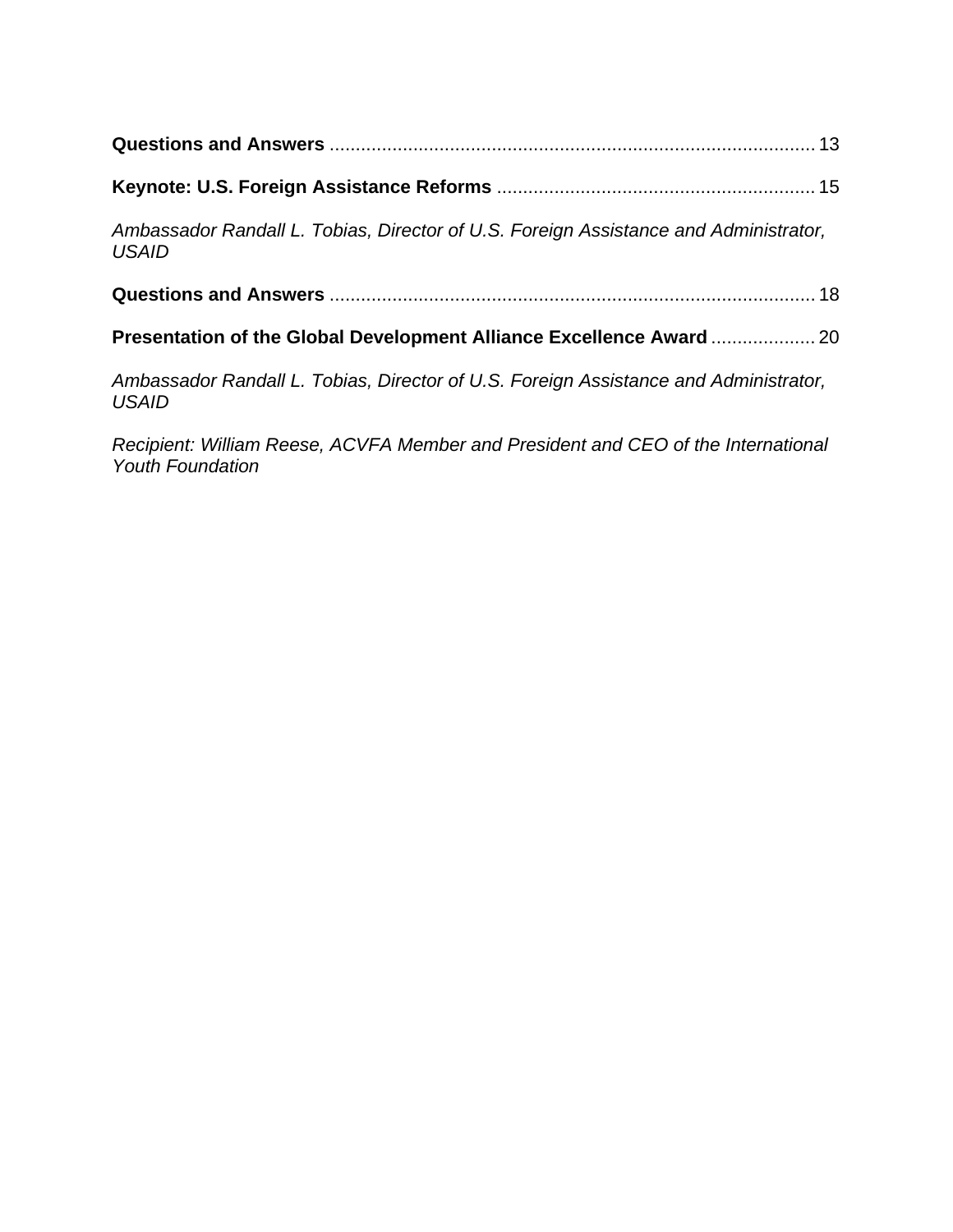**Questions and Answers** ............................................................................................ 13

**Keynote: U.S. Foreign Assistance Reforms** ............................................................ 15

*Ambassador Randall L. Tobias, Director of U.S. Foreign Assistance and Administrator, USAID*

**Questions and Answers** ............................................................................................ 18

**Presentation of the Global Development Alliance Excellence Award** .................... 20

*Ambassador Randall L. Tobias, Director of U.S. Foreign Assistance and Administrator, USAID*

*Recipient: William Reese, ACVFA Member and President and CEO of the International Youth Foundation*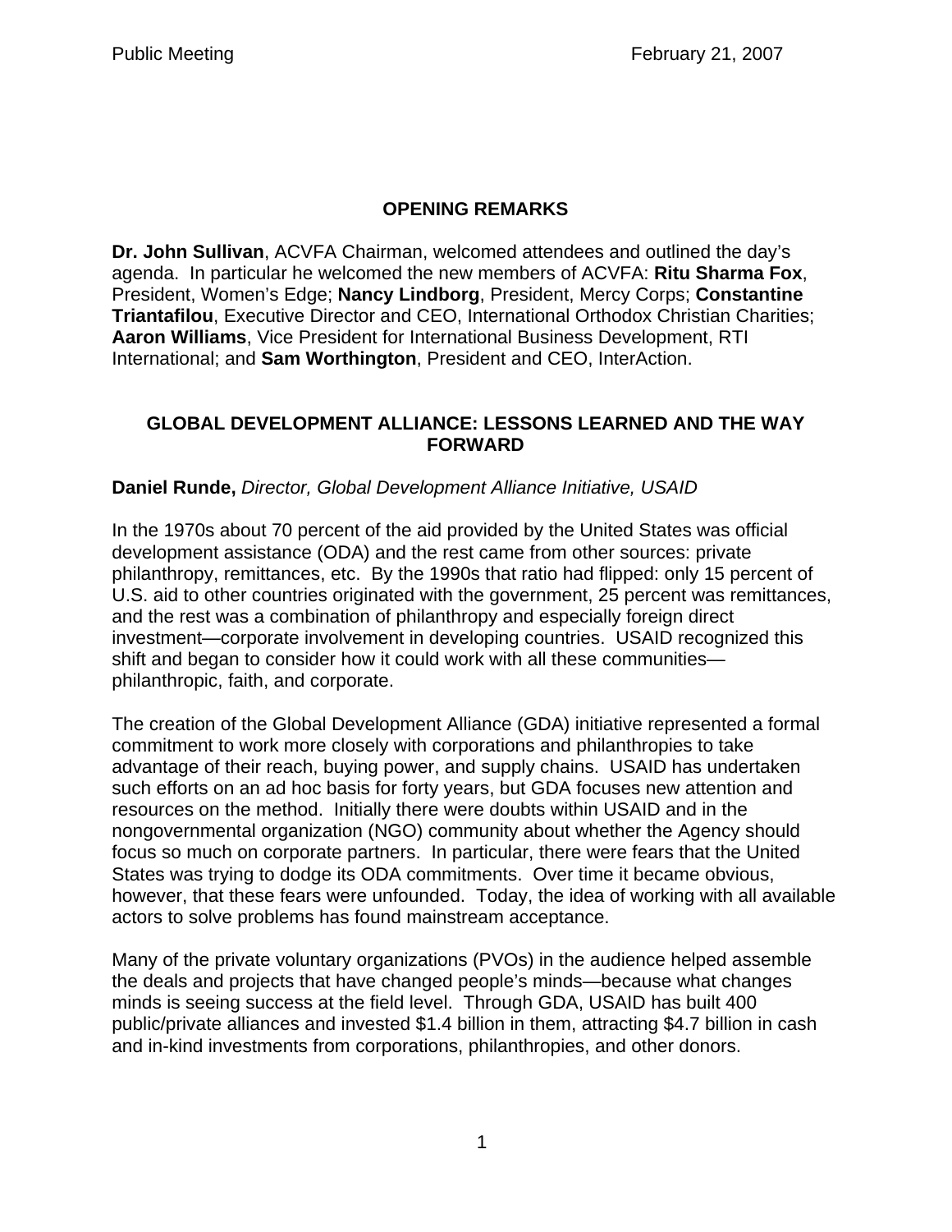## OPENING REMARKS

**Dr. John Sullivan**, ACVFA Chairman, welcomed attendees and outlined the day's agenda. In particular he welcomed the new members of ACVFA: **Ritu Sharma Fox**, President, Women's Edge; **Nancy Lindborg**, President, Mercy Corps; **Constantine Triantafilou**, Executive Director and CEO, International Orthodox Christian Charities; **Aaron Williams**, Vice President for International Business Development, RTI International; and **Sam Worthington**, President and CEO, InterAction.

## GLOBAL DEVELOPMENT ALLIANCE: LESSONS LEARNED AND THE WAY FORWARD

**Daniel Runde,** *Director, Global Development Alliance Initiative, USAID*

In the 1970s about 70 percent of the aid provided by the United States was official development assistance (ODA) and the rest came from other sources: private philanthropy, remittances, etc. By the 1990s that ratio had flipped: only 15 percent of U.S. aid to other countries originated with the government, 25 percent was remittances, and the rest was a combination of philanthropy and especially foreign direct investment—corporate involvement in developing countries. USAID recognized this shift and began to consider how it could work with all these communities—philanthropic, faith, and corporate.

The creation of the Global Development Alliance (GDA) initiative represented a formal commitment to work more closely with corporations and philanthropies to take advantage of their reach, buying power, and supply chains. USAID has undertaken such efforts on an ad hoc basis for forty years, but GDA focuses new attention and resources on the method. Initially there were doubts within USAID and in the nongovernmental organization (NGO) community about whether the Agency should focus so much on corporate partners. In particular, there were fears that the United States was trying to dodge its ODA commitments. Over time it became obvious, however, that these fears were unfounded. Today, the idea of working with all available actors to solve problems has found mainstream acceptance.

Many of the private voluntary organizations (PVOs) in the audience helped assemble the deals and projects that have changed people's minds—because what changes minds is seeing success at the field level. Through GDA, USAID has built 400 public/private alliances and invested $1.4 billion in them, attracting $4.7 billion in cash and in-kind investments from corporations, philanthropies, and other donors.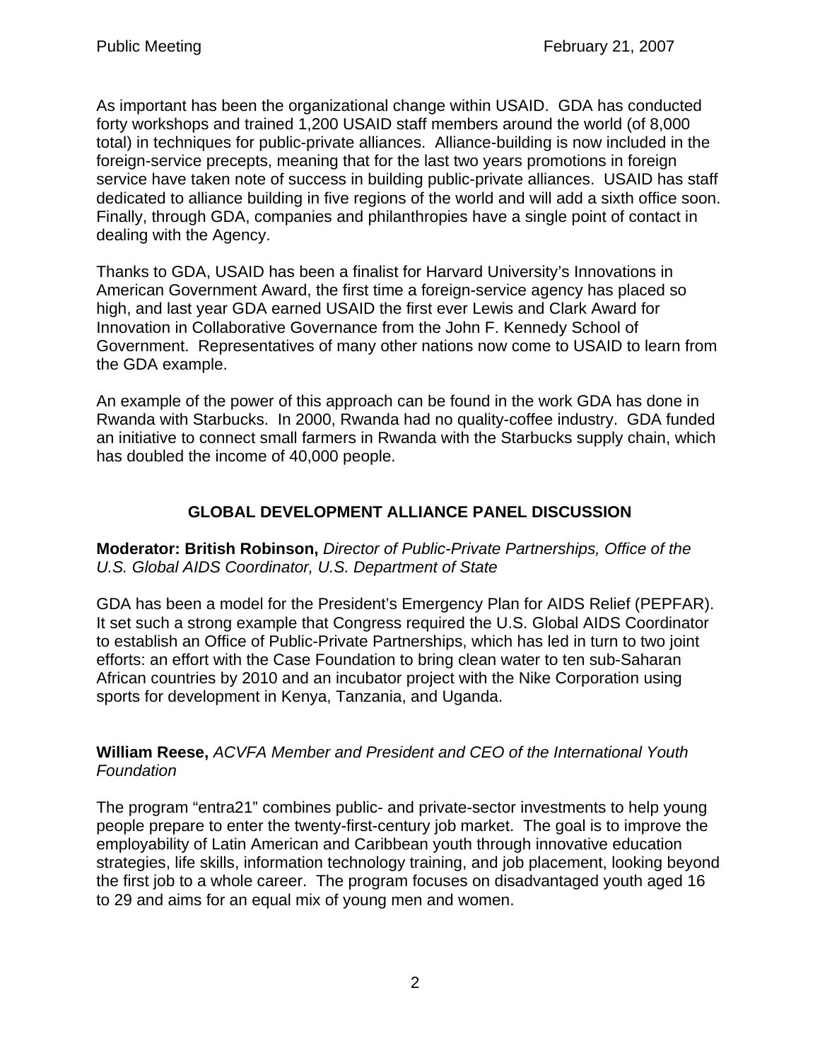As important has been the organizational change within USAID. GDA has conducted forty workshops and trained 1,200 USAID staff members around the world (of 8,000 total) in techniques for public-private alliances. Alliance-building is now included in the foreign-service precepts, meaning that for the last two years promotions in foreign service have taken note of success in building public-private alliances. USAID has staff dedicated to alliance building in five regions of the world and will add a sixth office soon. Finally, through GDA, companies and philanthropies have a single point of contact in dealing with the Agency.

Thanks to GDA, USAID has been a finalist for Harvard University's Innovations in American Government Award, the first time a foreign-service agency has placed so high, and last year GDA earned USAID the first ever Lewis and Clark Award for Innovation in Collaborative Governance from the John F. Kennedy School of Government. Representatives of many other nations now come to USAID to learn from the GDA example.

An example of the power of this approach can be found in the work GDA has done in Rwanda with Starbucks. In 2000, Rwanda had no quality-coffee industry. GDA funded an initiative to connect small farmers in Rwanda with the Starbucks supply chain, which has doubled the income of 40,000 people.

## GLOBAL DEVELOPMENT ALLIANCE PANEL DISCUSSION

**Moderator: British Robinson,** *Director of Public-Private Partnerships, Office of the U.S. Global AIDS Coordinator, U.S. Department of State*

GDA has been a model for the President's Emergency Plan for AIDS Relief (PEPFAR). It set such a strong example that Congress required the U.S. Global AIDS Coordinator to establish an Office of Public-Private Partnerships, which has led in turn to two joint efforts: an effort with the Case Foundation to bring clean water to ten sub-Saharan African countries by 2010 and an incubator project with the Nike Corporation using sports for development in Kenya, Tanzania, and Uganda.

**William Reese,** *ACVFA Member and President and CEO of the International Youth Foundation*

The program "entra21" combines public- and private-sector investments to help young people prepare to enter the twenty-first-century job market. The goal is to improve the employability of Latin American and Caribbean youth through innovative education strategies, life skills, information technology training, and job placement, looking beyond the first job to a whole career. The program focuses on disadvantaged youth aged 16 to 29 and aims for an equal mix of young men and women.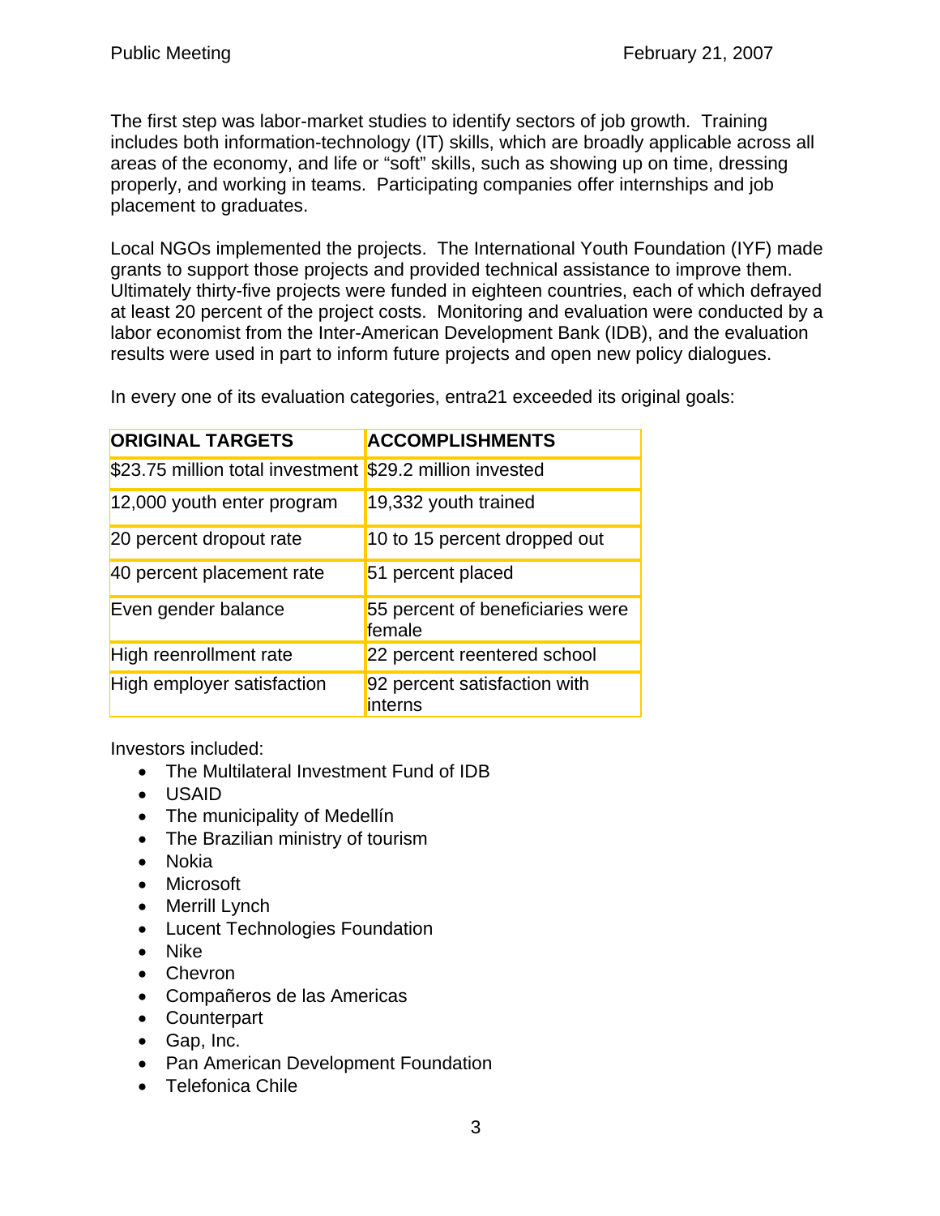The first step was labor-market studies to identify sectors of job growth. Training includes both information-technology (IT) skills, which are broadly applicable across all areas of the economy, and life or "soft" skills, such as showing up on time, dressing properly, and working in teams. Participating companies offer internships and job placement to graduates.

Local NGOs implemented the projects. The International Youth Foundation (IYF) made grants to support those projects and provided technical assistance to improve them. Ultimately thirty-five projects were funded in eighteen countries, each of which defrayed at least 20 percent of the project costs. Monitoring and evaluation were conducted by a labor economist from the Inter-American Development Bank (IDB), and the evaluation results were used in part to inform future projects and open new policy dialogues.

In every one of its evaluation categories, entra21 exceeded its original goals:

| ORIGINAL TARGETS | ACCOMPLISHMENTS |
|---|---|
| $23.75 million total investment | $29.2 million invested |
| 12,000 youth enter program | 19,332 youth trained |
| 20 percent dropout rate | 10 to 15 percent dropped out |
| 40 percent placement rate | 51 percent placed |
| Even gender balance | 55 percent of beneficiaries were female |
| High reenrollment rate | 22 percent reentered school |
| High employer satisfaction | 92 percent satisfaction with interns |

Investors included:

- The Multilateral Investment Fund of IDB
- USAID
- The municipality of Medellín
- The Brazilian ministry of tourism
- Nokia
- Microsoft
- Merrill Lynch
- Lucent Technologies Foundation
- Nike
- Chevron
- Compañeros de las Americas
- Counterpart
- Gap, Inc.
- Pan American Development Foundation
- Telefonica Chile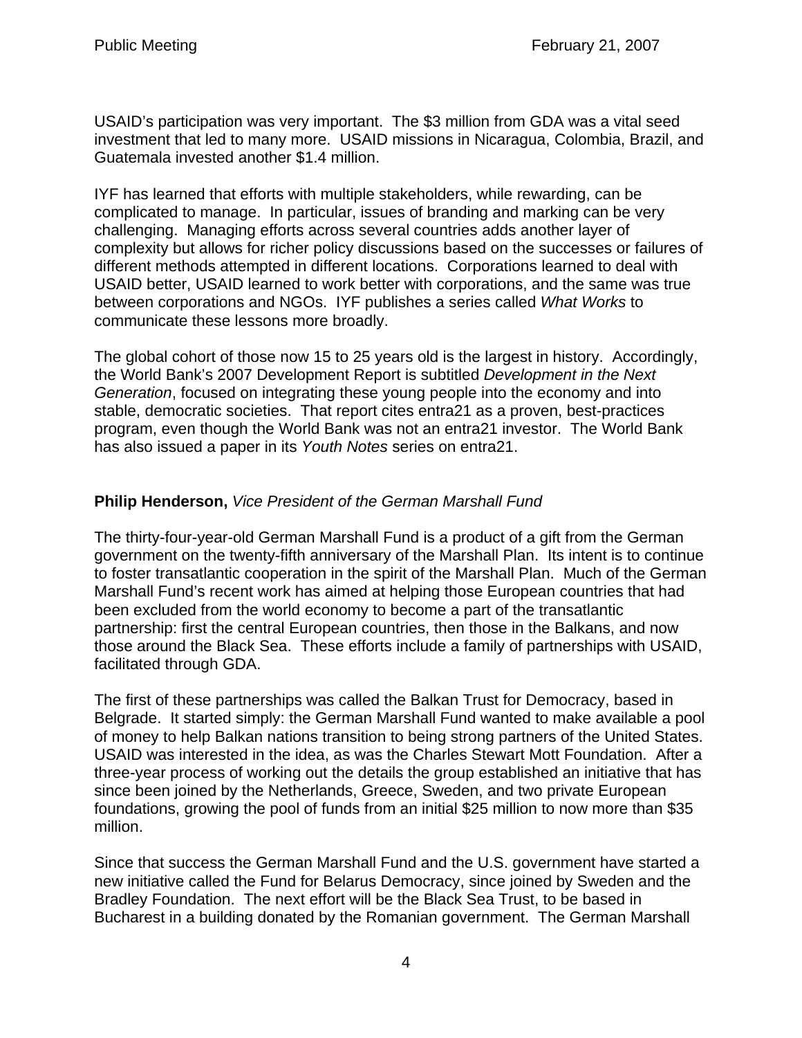USAID's participation was very important. The $3 million from GDA was a vital seed investment that led to many more. USAID missions in Nicaragua, Colombia, Brazil, and Guatemala invested another $1.4 million.

IYF has learned that efforts with multiple stakeholders, while rewarding, can be complicated to manage. In particular, issues of branding and marking can be very challenging. Managing efforts across several countries adds another layer of complexity but allows for richer policy discussions based on the successes or failures of different methods attempted in different locations. Corporations learned to deal with USAID better, USAID learned to work better with corporations, and the same was true between corporations and NGOs. IYF publishes a series called *What Works* to communicate these lessons more broadly.

The global cohort of those now 15 to 25 years old is the largest in history. Accordingly, the World Bank's 2007 Development Report is subtitled *Development in the Next Generation*, focused on integrating these young people into the economy and into stable, democratic societies. That report cites entra21 as a proven, best-practices program, even though the World Bank was not an entra21 investor. The World Bank has also issued a paper in its *Youth Notes* series on entra21.

**Philip Henderson,** *Vice President of the German Marshall Fund*

The thirty-four-year-old German Marshall Fund is a product of a gift from the German government on the twenty-fifth anniversary of the Marshall Plan. Its intent is to continue to foster transatlantic cooperation in the spirit of the Marshall Plan. Much of the German Marshall Fund's recent work has aimed at helping those European countries that had been excluded from the world economy to become a part of the transatlantic partnership: first the central European countries, then those in the Balkans, and now those around the Black Sea. These efforts include a family of partnerships with USAID, facilitated through GDA.

The first of these partnerships was called the Balkan Trust for Democracy, based in Belgrade. It started simply: the German Marshall Fund wanted to make available a pool of money to help Balkan nations transition to being strong partners of the United States. USAID was interested in the idea, as was the Charles Stewart Mott Foundation. After a three-year process of working out the details the group established an initiative that has since been joined by the Netherlands, Greece, Sweden, and two private European foundations, growing the pool of funds from an initial $25 million to now more than $35 million.

Since that success the German Marshall Fund and the U.S. government have started a new initiative called the Fund for Belarus Democracy, since joined by Sweden and the Bradley Foundation. The next effort will be the Black Sea Trust, to be based in Bucharest in a building donated by the Romanian government. The German Marshall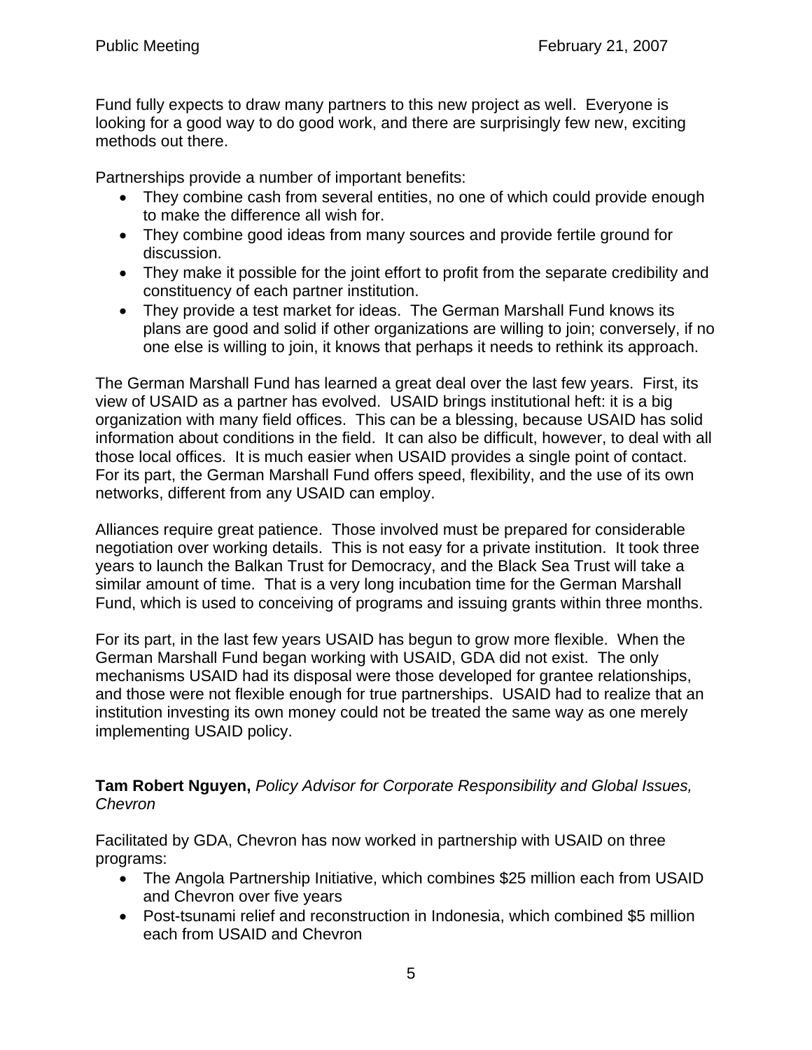Fund fully expects to draw many partners to this new project as well. Everyone is looking for a good way to do good work, and there are surprisingly few new, exciting methods out there.

Partnerships provide a number of important benefits:

- They combine cash from several entities, no one of which could provide enough to make the difference all wish for.
- They combine good ideas from many sources and provide fertile ground for discussion.
- They make it possible for the joint effort to profit from the separate credibility and constituency of each partner institution.
- They provide a test market for ideas. The German Marshall Fund knows its plans are good and solid if other organizations are willing to join; conversely, if no one else is willing to join, it knows that perhaps it needs to rethink its approach.

The German Marshall Fund has learned a great deal over the last few years. First, its view of USAID as a partner has evolved. USAID brings institutional heft: it is a big organization with many field offices. This can be a blessing, because USAID has solid information about conditions in the field. It can also be difficult, however, to deal with all those local offices. It is much easier when USAID provides a single point of contact. For its part, the German Marshall Fund offers speed, flexibility, and the use of its own networks, different from any USAID can employ.

Alliances require great patience. Those involved must be prepared for considerable negotiation over working details. This is not easy for a private institution. It took three years to launch the Balkan Trust for Democracy, and the Black Sea Trust will take a similar amount of time. That is a very long incubation time for the German Marshall Fund, which is used to conceiving of programs and issuing grants within three months.

For its part, in the last few years USAID has begun to grow more flexible. When the German Marshall Fund began working with USAID, GDA did not exist. The only mechanisms USAID had its disposal were those developed for grantee relationships, and those were not flexible enough for true partnerships. USAID had to realize that an institution investing its own money could not be treated the same way as one merely implementing USAID policy.

**Tam Robert Nguyen,** *Policy Advisor for Corporate Responsibility and Global Issues, Chevron*

Facilitated by GDA, Chevron has now worked in partnership with USAID on three programs:

- The Angola Partnership Initiative, which combines $25 million each from USAID and Chevron over five years
- Post-tsunami relief and reconstruction in Indonesia, which combined $5 million each from USAID and Chevron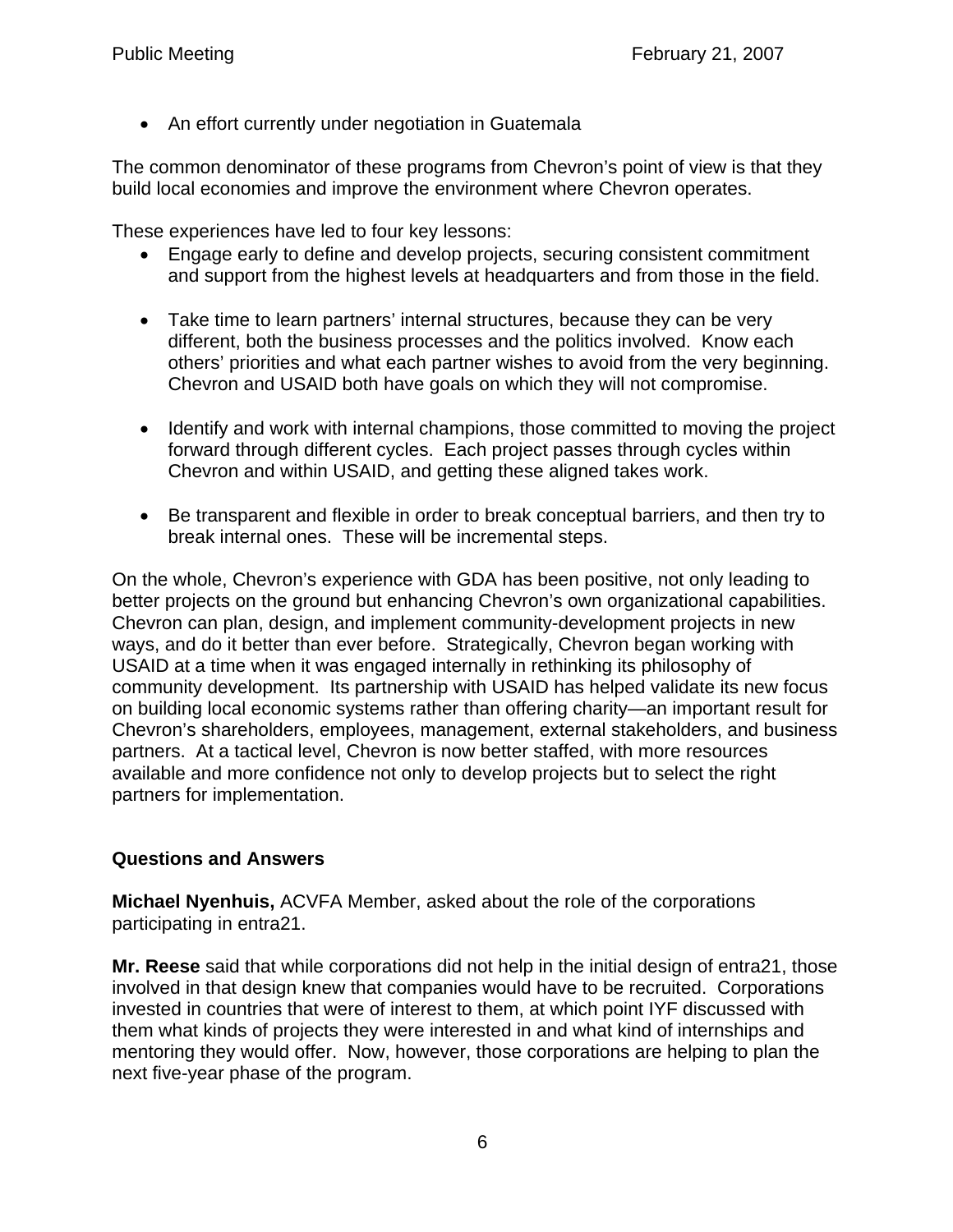- An effort currently under negotiation in Guatemala

The common denominator of these programs from Chevron's point of view is that they build local economies and improve the environment where Chevron operates.

These experiences have led to four key lessons:

- Engage early to define and develop projects, securing consistent commitment and support from the highest levels at headquarters and from those in the field.
- Take time to learn partners' internal structures, because they can be very different, both the business processes and the politics involved. Know each others' priorities and what each partner wishes to avoid from the very beginning. Chevron and USAID both have goals on which they will not compromise.
- Identify and work with internal champions, those committed to moving the project forward through different cycles. Each project passes through cycles within Chevron and within USAID, and getting these aligned takes work.
- Be transparent and flexible in order to break conceptual barriers, and then try to break internal ones. These will be incremental steps.

On the whole, Chevron's experience with GDA has been positive, not only leading to better projects on the ground but enhancing Chevron's own organizational capabilities. Chevron can plan, design, and implement community-development projects in new ways, and do it better than ever before. Strategically, Chevron began working with USAID at a time when it was engaged internally in rethinking its philosophy of community development. Its partnership with USAID has helped validate its new focus on building local economic systems rather than offering charity—an important result for Chevron's shareholders, employees, management, external stakeholders, and business partners. At a tactical level, Chevron is now better staffed, with more resources available and more confidence not only to develop projects but to select the right partners for implementation.

**Questions and Answers**

**Michael Nyenhuis,** ACVFA Member, asked about the role of the corporations participating in entra21.

**Mr. Reese** said that while corporations did not help in the initial design of entra21, those involved in that design knew that companies would have to be recruited. Corporations invested in countries that were of interest to them, at which point IYF discussed with them what kinds of projects they were interested in and what kind of internships and mentoring they would offer. Now, however, those corporations are helping to plan the next five-year phase of the program.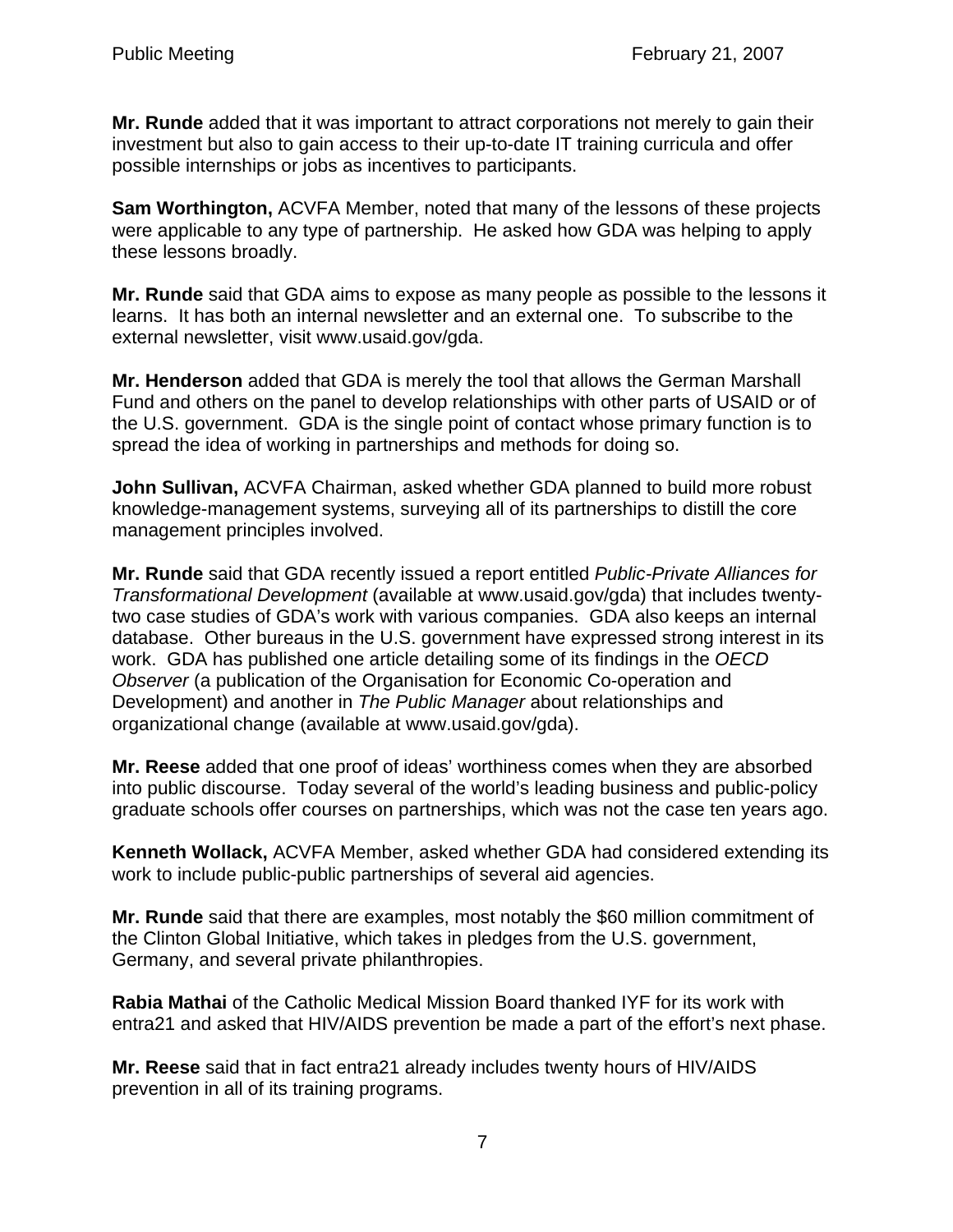**Mr. Runde** added that it was important to attract corporations not merely to gain their investment but also to gain access to their up-to-date IT training curricula and offer possible internships or jobs as incentives to participants.

**Sam Worthington,** ACVFA Member, noted that many of the lessons of these projects were applicable to any type of partnership. He asked how GDA was helping to apply these lessons broadly.

**Mr. Runde** said that GDA aims to expose as many people as possible to the lessons it learns. It has both an internal newsletter and an external one. To subscribe to the external newsletter, visit www.usaid.gov/gda.

**Mr. Henderson** added that GDA is merely the tool that allows the German Marshall Fund and others on the panel to develop relationships with other parts of USAID or of the U.S. government. GDA is the single point of contact whose primary function is to spread the idea of working in partnerships and methods for doing so.

**John Sullivan,** ACVFA Chairman, asked whether GDA planned to build more robust knowledge-management systems, surveying all of its partnerships to distill the core management principles involved.

**Mr. Runde** said that GDA recently issued a report entitled *Public-Private Alliances for Transformational Development* (available at www.usaid.gov/gda) that includes twenty-two case studies of GDA's work with various companies. GDA also keeps an internal database. Other bureaus in the U.S. government have expressed strong interest in its work. GDA has published one article detailing some of its findings in the *OECD Observer* (a publication of the Organisation for Economic Co-operation and Development) and another in *The Public Manager* about relationships and organizational change (available at www.usaid.gov/gda).

**Mr. Reese** added that one proof of ideas' worthiness comes when they are absorbed into public discourse. Today several of the world's leading business and public-policy graduate schools offer courses on partnerships, which was not the case ten years ago.

**Kenneth Wollack,** ACVFA Member, asked whether GDA had considered extending its work to include public-public partnerships of several aid agencies.

**Mr. Runde** said that there are examples, most notably the $60 million commitment of the Clinton Global Initiative, which takes in pledges from the U.S. government, Germany, and several private philanthropies.

**Rabia Mathai** of the Catholic Medical Mission Board thanked IYF for its work with entra21 and asked that HIV/AIDS prevention be made a part of the effort's next phase.

**Mr. Reese** said that in fact entra21 already includes twenty hours of HIV/AIDS prevention in all of its training programs.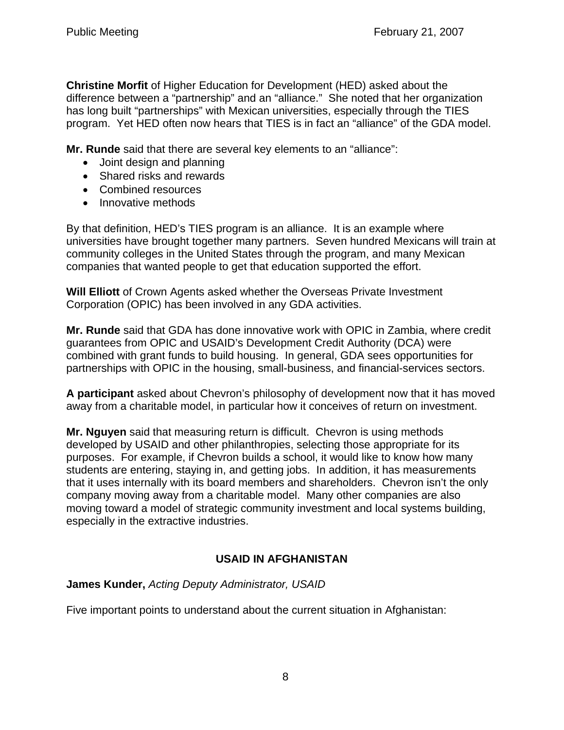**Christine Morfit** of Higher Education for Development (HED) asked about the difference between a "partnership" and an "alliance." She noted that her organization has long built "partnerships" with Mexican universities, especially through the TIES program. Yet HED often now hears that TIES is in fact an "alliance" of the GDA model.

**Mr. Runde** said that there are several key elements to an "alliance":

- Joint design and planning
- Shared risks and rewards
- Combined resources
- Innovative methods

By that definition, HED's TIES program is an alliance. It is an example where universities have brought together many partners. Seven hundred Mexicans will train at community colleges in the United States through the program, and many Mexican companies that wanted people to get that education supported the effort.

**Will Elliott** of Crown Agents asked whether the Overseas Private Investment Corporation (OPIC) has been involved in any GDA activities.

**Mr. Runde** said that GDA has done innovative work with OPIC in Zambia, where credit guarantees from OPIC and USAID's Development Credit Authority (DCA) were combined with grant funds to build housing. In general, GDA sees opportunities for partnerships with OPIC in the housing, small-business, and financial-services sectors.

**A participant** asked about Chevron's philosophy of development now that it has moved away from a charitable model, in particular how it conceives of return on investment.

**Mr. Nguyen** said that measuring return is difficult. Chevron is using methods developed by USAID and other philanthropies, selecting those appropriate for its purposes. For example, if Chevron builds a school, it would like to know how many students are entering, staying in, and getting jobs. In addition, it has measurements that it uses internally with its board members and shareholders. Chevron isn't the only company moving away from a charitable model. Many other companies are also moving toward a model of strategic community investment and local systems building, especially in the extractive industries.

## USAID IN AFGHANISTAN

**James Kunder,** *Acting Deputy Administrator, USAID*

Five important points to understand about the current situation in Afghanistan: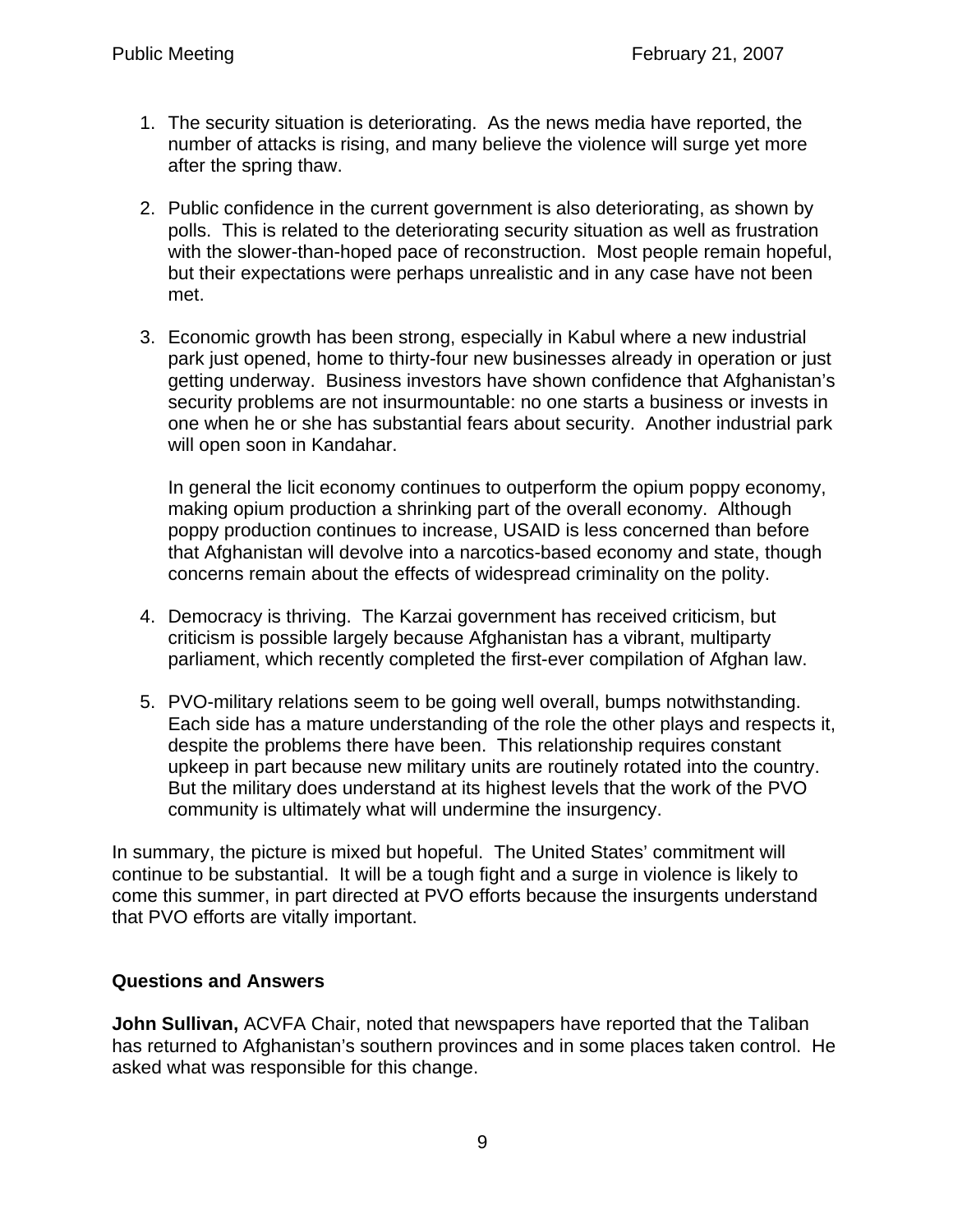1. The security situation is deteriorating. As the news media have reported, the number of attacks is rising, and many believe the violence will surge yet more after the spring thaw.

2. Public confidence in the current government is also deteriorating, as shown by polls. This is related to the deteriorating security situation as well as frustration with the slower-than-hoped pace of reconstruction. Most people remain hopeful, but their expectations were perhaps unrealistic and in any case have not been met.

3. Economic growth has been strong, especially in Kabul where a new industrial park just opened, home to thirty-four new businesses already in operation or just getting underway. Business investors have shown confidence that Afghanistan's security problems are not insurmountable: no one starts a business or invests in one when he or she has substantial fears about security. Another industrial park will open soon in Kandahar.

   In general the licit economy continues to outperform the opium poppy economy, making opium production a shrinking part of the overall economy. Although poppy production continues to increase, USAID is less concerned than before that Afghanistan will devolve into a narcotics-based economy and state, though concerns remain about the effects of widespread criminality on the polity.

4. Democracy is thriving. The Karzai government has received criticism, but criticism is possible largely because Afghanistan has a vibrant, multiparty parliament, which recently completed the first-ever compilation of Afghan law.

5. PVO-military relations seem to be going well overall, bumps notwithstanding. Each side has a mature understanding of the role the other plays and respects it, despite the problems there have been. This relationship requires constant upkeep in part because new military units are routinely rotated into the country. But the military does understand at its highest levels that the work of the PVO community is ultimately what will undermine the insurgency.

In summary, the picture is mixed but hopeful. The United States' commitment will continue to be substantial. It will be a tough fight and a surge in violence is likely to come this summer, in part directed at PVO efforts because the insurgents understand that PVO efforts are vitally important.

### Questions and Answers

**John Sullivan,** ACVFA Chair, noted that newspapers have reported that the Taliban has returned to Afghanistan's southern provinces and in some places taken control. He asked what was responsible for this change.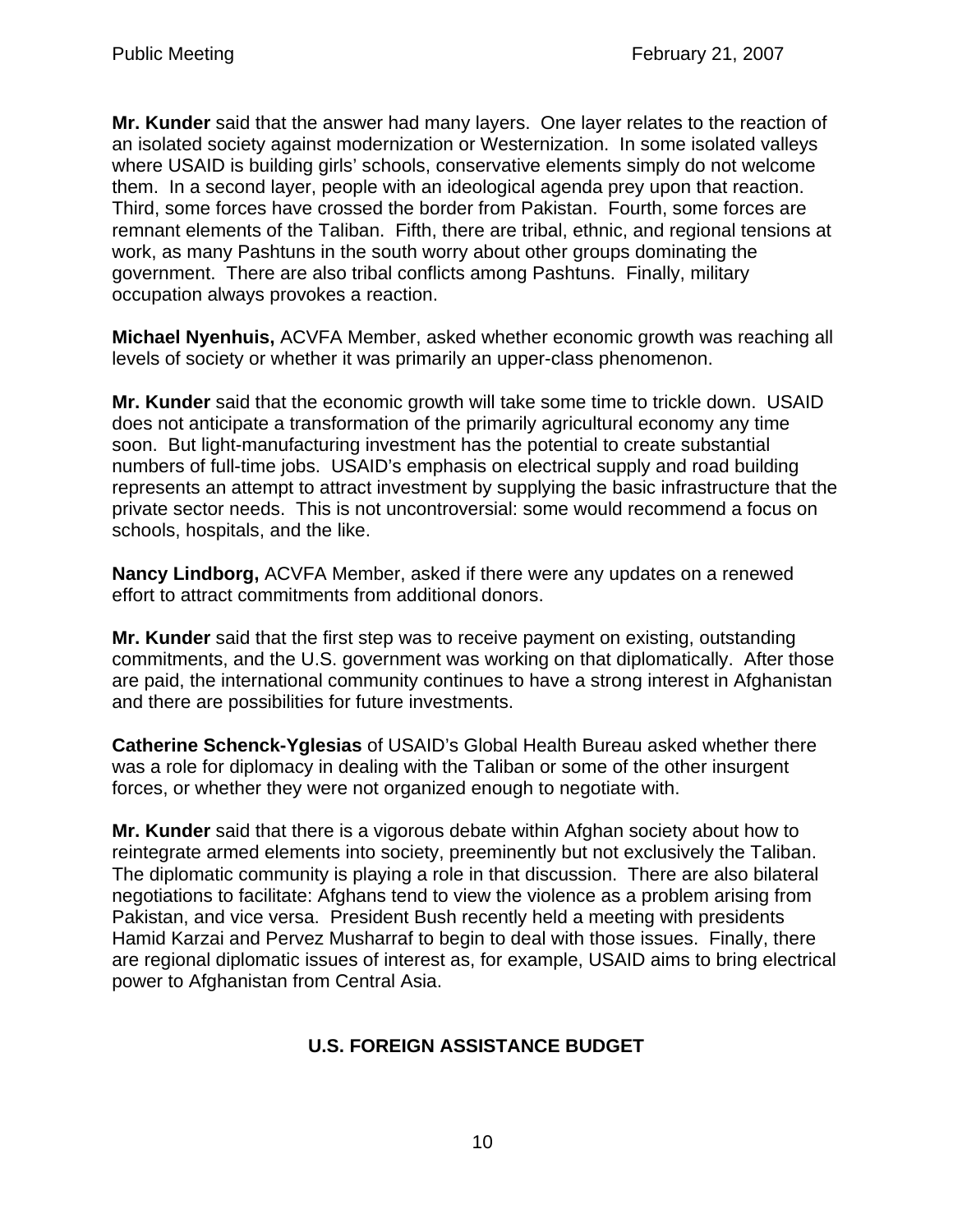**Mr. Kunder** said that the answer had many layers. One layer relates to the reaction of an isolated society against modernization or Westernization. In some isolated valleys where USAID is building girls' schools, conservative elements simply do not welcome them. In a second layer, people with an ideological agenda prey upon that reaction. Third, some forces have crossed the border from Pakistan. Fourth, some forces are remnant elements of the Taliban. Fifth, there are tribal, ethnic, and regional tensions at work, as many Pashtuns in the south worry about other groups dominating the government. There are also tribal conflicts among Pashtuns. Finally, military occupation always provokes a reaction.

**Michael Nyenhuis,** ACVFA Member, asked whether economic growth was reaching all levels of society or whether it was primarily an upper-class phenomenon.

**Mr. Kunder** said that the economic growth will take some time to trickle down. USAID does not anticipate a transformation of the primarily agricultural economy any time soon. But light-manufacturing investment has the potential to create substantial numbers of full-time jobs. USAID's emphasis on electrical supply and road building represents an attempt to attract investment by supplying the basic infrastructure that the private sector needs. This is not uncontroversial: some would recommend a focus on schools, hospitals, and the like.

**Nancy Lindborg,** ACVFA Member, asked if there were any updates on a renewed effort to attract commitments from additional donors.

**Mr. Kunder** said that the first step was to receive payment on existing, outstanding commitments, and the U.S. government was working on that diplomatically. After those are paid, the international community continues to have a strong interest in Afghanistan and there are possibilities for future investments.

**Catherine Schenck-Yglesias** of USAID's Global Health Bureau asked whether there was a role for diplomacy in dealing with the Taliban or some of the other insurgent forces, or whether they were not organized enough to negotiate with.

**Mr. Kunder** said that there is a vigorous debate within Afghan society about how to reintegrate armed elements into society, preeminently but not exclusively the Taliban. The diplomatic community is playing a role in that discussion. There are also bilateral negotiations to facilitate: Afghans tend to view the violence as a problem arising from Pakistan, and vice versa. President Bush recently held a meeting with presidents Hamid Karzai and Pervez Musharraf to begin to deal with those issues. Finally, there are regional diplomatic issues of interest as, for example, USAID aims to bring electrical power to Afghanistan from Central Asia.

## U.S. FOREIGN ASSISTANCE BUDGET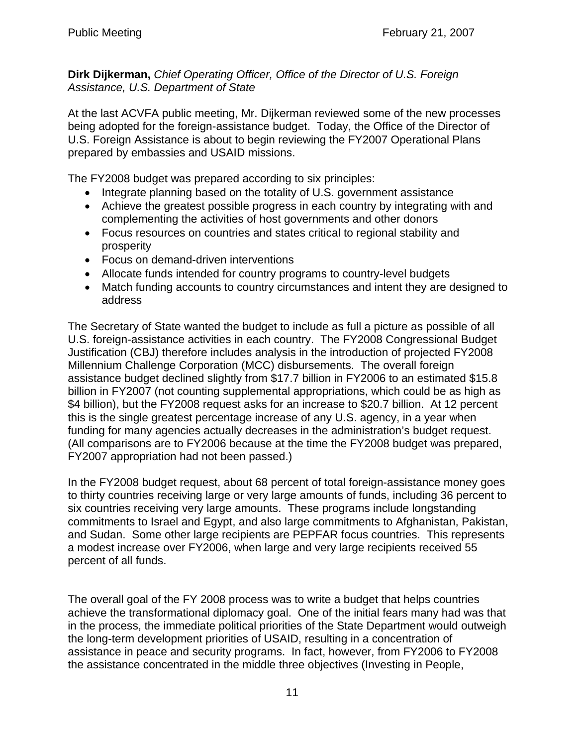**Dirk Dijkerman,** *Chief Operating Officer, Office of the Director of U.S. Foreign Assistance, U.S. Department of State*

At the last ACVFA public meeting, Mr. Dijkerman reviewed some of the new processes being adopted for the foreign-assistance budget. Today, the Office of the Director of U.S. Foreign Assistance is about to begin reviewing the FY2007 Operational Plans prepared by embassies and USAID missions.

The FY2008 budget was prepared according to six principles:

- Integrate planning based on the totality of U.S. government assistance
- Achieve the greatest possible progress in each country by integrating with and complementing the activities of host governments and other donors
- Focus resources on countries and states critical to regional stability and prosperity
- Focus on demand-driven interventions
- Allocate funds intended for country programs to country-level budgets
- Match funding accounts to country circumstances and intent they are designed to address

The Secretary of State wanted the budget to include as full a picture as possible of all U.S. foreign-assistance activities in each country. The FY2008 Congressional Budget Justification (CBJ) therefore includes analysis in the introduction of projected FY2008 Millennium Challenge Corporation (MCC) disbursements. The overall foreign assistance budget declined slightly from $17.7 billion in FY2006 to an estimated $15.8 billion in FY2007 (not counting supplemental appropriations, which could be as high as $4 billion), but the FY2008 request asks for an increase to $20.7 billion. At 12 percent this is the single greatest percentage increase of any U.S. agency, in a year when funding for many agencies actually decreases in the administration's budget request. (All comparisons are to FY2006 because at the time the FY2008 budget was prepared, FY2007 appropriation had not been passed.)

In the FY2008 budget request, about 68 percent of total foreign-assistance money goes to thirty countries receiving large or very large amounts of funds, including 36 percent to six countries receiving very large amounts. These programs include longstanding commitments to Israel and Egypt, and also large commitments to Afghanistan, Pakistan, and Sudan. Some other large recipients are PEPFAR focus countries. This represents a modest increase over FY2006, when large and very large recipients received 55 percent of all funds.

The overall goal of the FY 2008 process was to write a budget that helps countries achieve the transformational diplomacy goal. One of the initial fears many had was that in the process, the immediate political priorities of the State Department would outweigh the long-term development priorities of USAID, resulting in a concentration of assistance in peace and security programs. In fact, however, from FY2006 to FY2008 the assistance concentrated in the middle three objectives (Investing in People,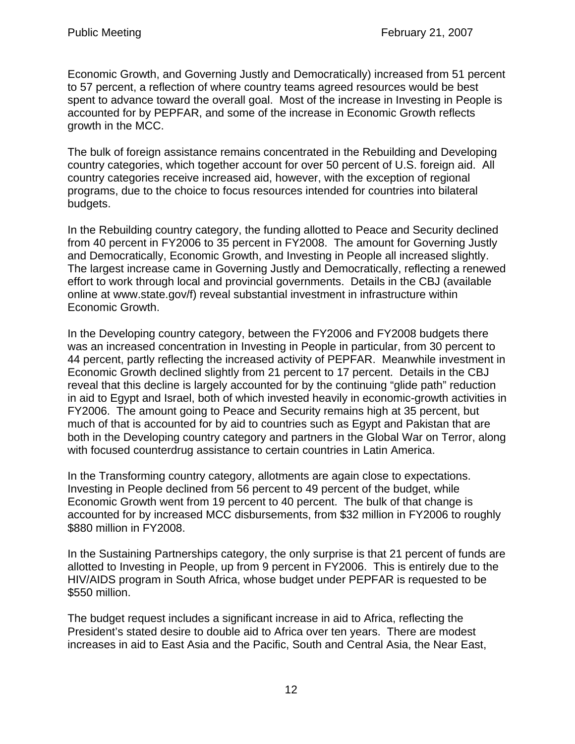Economic Growth, and Governing Justly and Democratically) increased from 51 percent to 57 percent, a reflection of where country teams agreed resources would be best spent to advance toward the overall goal. Most of the increase in Investing in People is accounted for by PEPFAR, and some of the increase in Economic Growth reflects growth in the MCC.

The bulk of foreign assistance remains concentrated in the Rebuilding and Developing country categories, which together account for over 50 percent of U.S. foreign aid. All country categories receive increased aid, however, with the exception of regional programs, due to the choice to focus resources intended for countries into bilateral budgets.

In the Rebuilding country category, the funding allotted to Peace and Security declined from 40 percent in FY2006 to 35 percent in FY2008. The amount for Governing Justly and Democratically, Economic Growth, and Investing in People all increased slightly. The largest increase came in Governing Justly and Democratically, reflecting a renewed effort to work through local and provincial governments. Details in the CBJ (available online at www.state.gov/f) reveal substantial investment in infrastructure within Economic Growth.

In the Developing country category, between the FY2006 and FY2008 budgets there was an increased concentration in Investing in People in particular, from 30 percent to 44 percent, partly reflecting the increased activity of PEPFAR. Meanwhile investment in Economic Growth declined slightly from 21 percent to 17 percent. Details in the CBJ reveal that this decline is largely accounted for by the continuing "glide path" reduction in aid to Egypt and Israel, both of which invested heavily in economic-growth activities in FY2006. The amount going to Peace and Security remains high at 35 percent, but much of that is accounted for by aid to countries such as Egypt and Pakistan that are both in the Developing country category and partners in the Global War on Terror, along with focused counterdrug assistance to certain countries in Latin America.

In the Transforming country category, allotments are again close to expectations. Investing in People declined from 56 percent to 49 percent of the budget, while Economic Growth went from 19 percent to 40 percent. The bulk of that change is accounted for by increased MCC disbursements, from $32 million in FY2006 to roughly $880 million in FY2008.

In the Sustaining Partnerships category, the only surprise is that 21 percent of funds are allotted to Investing in People, up from 9 percent in FY2006. This is entirely due to the HIV/AIDS program in South Africa, whose budget under PEPFAR is requested to be $550 million.

The budget request includes a significant increase in aid to Africa, reflecting the President's stated desire to double aid to Africa over ten years. There are modest increases in aid to East Asia and the Pacific, South and Central Asia, the Near East,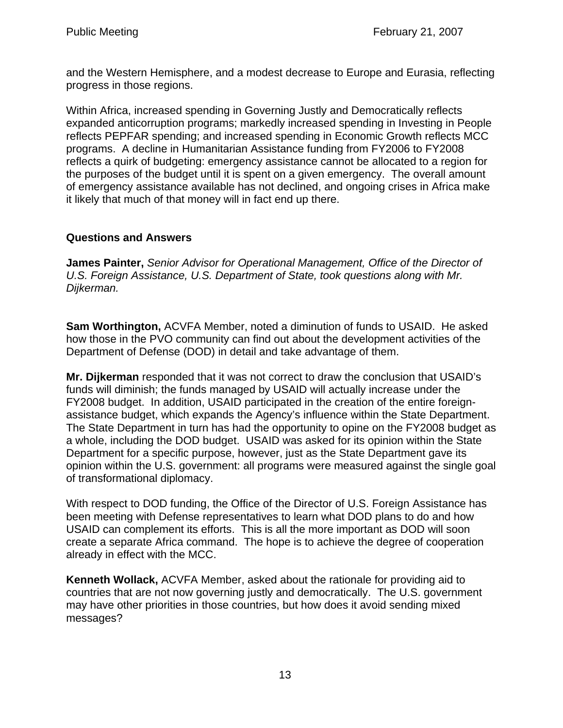and the Western Hemisphere, and a modest decrease to Europe and Eurasia, reflecting progress in those regions.

Within Africa, increased spending in Governing Justly and Democratically reflects expanded anticorruption programs; markedly increased spending in Investing in People reflects PEPFAR spending; and increased spending in Economic Growth reflects MCC programs. A decline in Humanitarian Assistance funding from FY2006 to FY2008 reflects a quirk of budgeting: emergency assistance cannot be allocated to a region for the purposes of the budget until it is spent on a given emergency. The overall amount of emergency assistance available has not declined, and ongoing crises in Africa make it likely that much of that money will in fact end up there.

### Questions and Answers

**James Painter,** *Senior Advisor for Operational Management, Office of the Director of U.S. Foreign Assistance, U.S. Department of State, took questions along with Mr. Dijkerman.*

**Sam Worthington,** ACVFA Member, noted a diminution of funds to USAID. He asked how those in the PVO community can find out about the development activities of the Department of Defense (DOD) in detail and take advantage of them.

**Mr. Dijkerman** responded that it was not correct to draw the conclusion that USAID's funds will diminish; the funds managed by USAID will actually increase under the FY2008 budget. In addition, USAID participated in the creation of the entire foreign-assistance budget, which expands the Agency's influence within the State Department. The State Department in turn has had the opportunity to opine on the FY2008 budget as a whole, including the DOD budget. USAID was asked for its opinion within the State Department for a specific purpose, however, just as the State Department gave its opinion within the U.S. government: all programs were measured against the single goal of transformational diplomacy.

With respect to DOD funding, the Office of the Director of U.S. Foreign Assistance has been meeting with Defense representatives to learn what DOD plans to do and how USAID can complement its efforts. This is all the more important as DOD will soon create a separate Africa command. The hope is to achieve the degree of cooperation already in effect with the MCC.

**Kenneth Wollack,** ACVFA Member, asked about the rationale for providing aid to countries that are not now governing justly and democratically. The U.S. government may have other priorities in those countries, but how does it avoid sending mixed messages?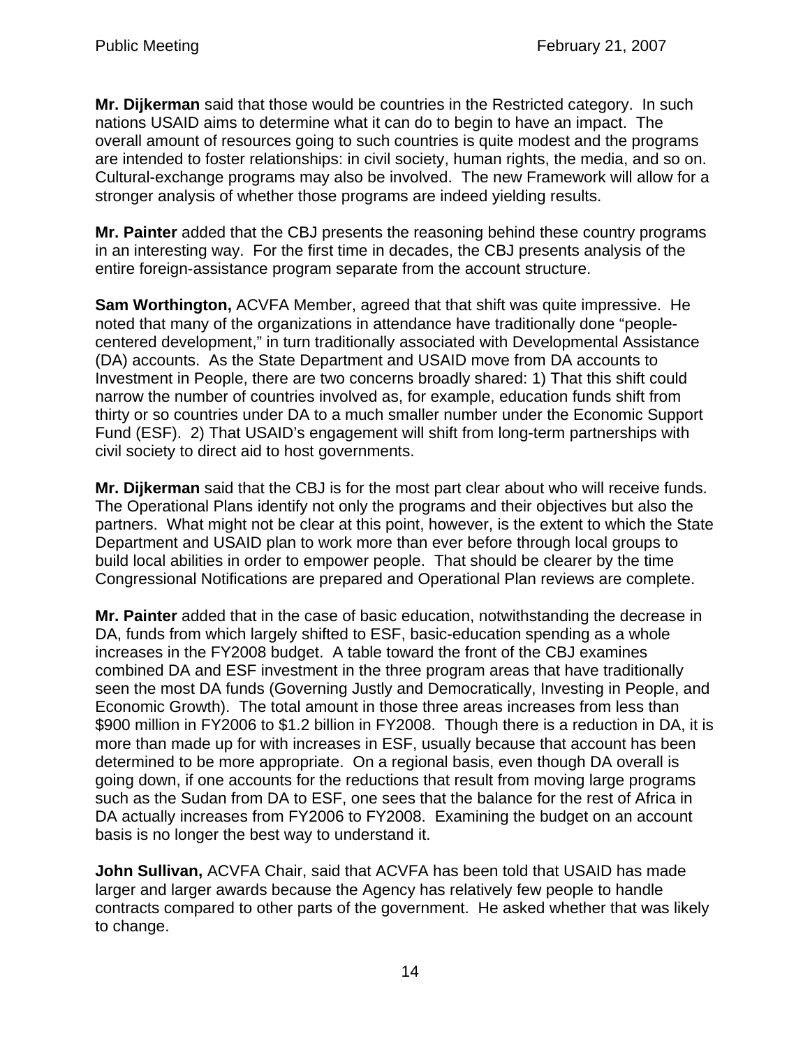**Mr. Dijkerman** said that those would be countries in the Restricted category. In such nations USAID aims to determine what it can do to begin to have an impact. The overall amount of resources going to such countries is quite modest and the programs are intended to foster relationships: in civil society, human rights, the media, and so on. Cultural-exchange programs may also be involved. The new Framework will allow for a stronger analysis of whether those programs are indeed yielding results.

**Mr. Painter** added that the CBJ presents the reasoning behind these country programs in an interesting way. For the first time in decades, the CBJ presents analysis of the entire foreign-assistance program separate from the account structure.

**Sam Worthington,** ACVFA Member, agreed that that shift was quite impressive. He noted that many of the organizations in attendance have traditionally done "people-centered development," in turn traditionally associated with Developmental Assistance (DA) accounts. As the State Department and USAID move from DA accounts to Investment in People, there are two concerns broadly shared: 1) That this shift could narrow the number of countries involved as, for example, education funds shift from thirty or so countries under DA to a much smaller number under the Economic Support Fund (ESF). 2) That USAID's engagement will shift from long-term partnerships with civil society to direct aid to host governments.

**Mr. Dijkerman** said that the CBJ is for the most part clear about who will receive funds. The Operational Plans identify not only the programs and their objectives but also the partners. What might not be clear at this point, however, is the extent to which the State Department and USAID plan to work more than ever before through local groups to build local abilities in order to empower people. That should be clearer by the time Congressional Notifications are prepared and Operational Plan reviews are complete.

**Mr. Painter** added that in the case of basic education, notwithstanding the decrease in DA, funds from which largely shifted to ESF, basic-education spending as a whole increases in the FY2008 budget. A table toward the front of the CBJ examines combined DA and ESF investment in the three program areas that have traditionally seen the most DA funds (Governing Justly and Democratically, Investing in People, and Economic Growth). The total amount in those three areas increases from less than $900 million in FY2006 to $1.2 billion in FY2008. Though there is a reduction in DA, it is more than made up for with increases in ESF, usually because that account has been determined to be more appropriate. On a regional basis, even though DA overall is going down, if one accounts for the reductions that result from moving large programs such as the Sudan from DA to ESF, one sees that the balance for the rest of Africa in DA actually increases from FY2006 to FY2008. Examining the budget on an account basis is no longer the best way to understand it.

**John Sullivan,** ACVFA Chair, said that ACVFA has been told that USAID has made larger and larger awards because the Agency has relatively few people to handle contracts compared to other parts of the government. He asked whether that was likely to change.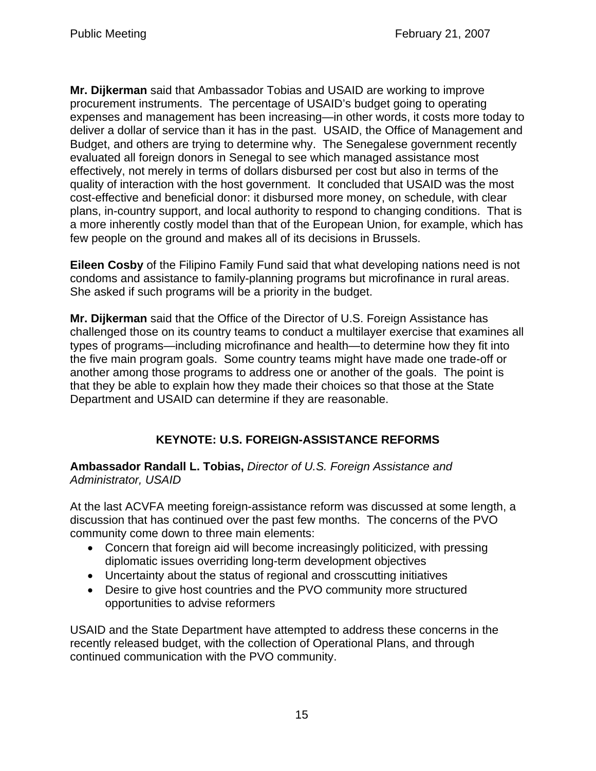**Mr. Dijkerman** said that Ambassador Tobias and USAID are working to improve procurement instruments. The percentage of USAID's budget going to operating expenses and management has been increasing—in other words, it costs more today to deliver a dollar of service than it has in the past. USAID, the Office of Management and Budget, and others are trying to determine why. The Senegalese government recently evaluated all foreign donors in Senegal to see which managed assistance most effectively, not merely in terms of dollars disbursed per cost but also in terms of the quality of interaction with the host government. It concluded that USAID was the most cost-effective and beneficial donor: it disbursed more money, on schedule, with clear plans, in-country support, and local authority to respond to changing conditions. That is a more inherently costly model than that of the European Union, for example, which has few people on the ground and makes all of its decisions in Brussels.

**Eileen Cosby** of the Filipino Family Fund said that what developing nations need is not condoms and assistance to family-planning programs but microfinance in rural areas. She asked if such programs will be a priority in the budget.

**Mr. Dijkerman** said that the Office of the Director of U.S. Foreign Assistance has challenged those on its country teams to conduct a multilayer exercise that examines all types of programs—including microfinance and health—to determine how they fit into the five main program goals. Some country teams might have made one trade-off or another among those programs to address one or another of the goals. The point is that they be able to explain how they made their choices so that those at the State Department and USAID can determine if they are reasonable.

## KEYNOTE: U.S. FOREIGN-ASSISTANCE REFORMS

**Ambassador Randall L. Tobias,** *Director of U.S. Foreign Assistance and Administrator, USAID*

At the last ACVFA meeting foreign-assistance reform was discussed at some length, a discussion that has continued over the past few months. The concerns of the PVO community come down to three main elements:

- Concern that foreign aid will become increasingly politicized, with pressing diplomatic issues overriding long-term development objectives
- Uncertainty about the status of regional and crosscutting initiatives
- Desire to give host countries and the PVO community more structured opportunities to advise reformers

USAID and the State Department have attempted to address these concerns in the recently released budget, with the collection of Operational Plans, and through continued communication with the PVO community.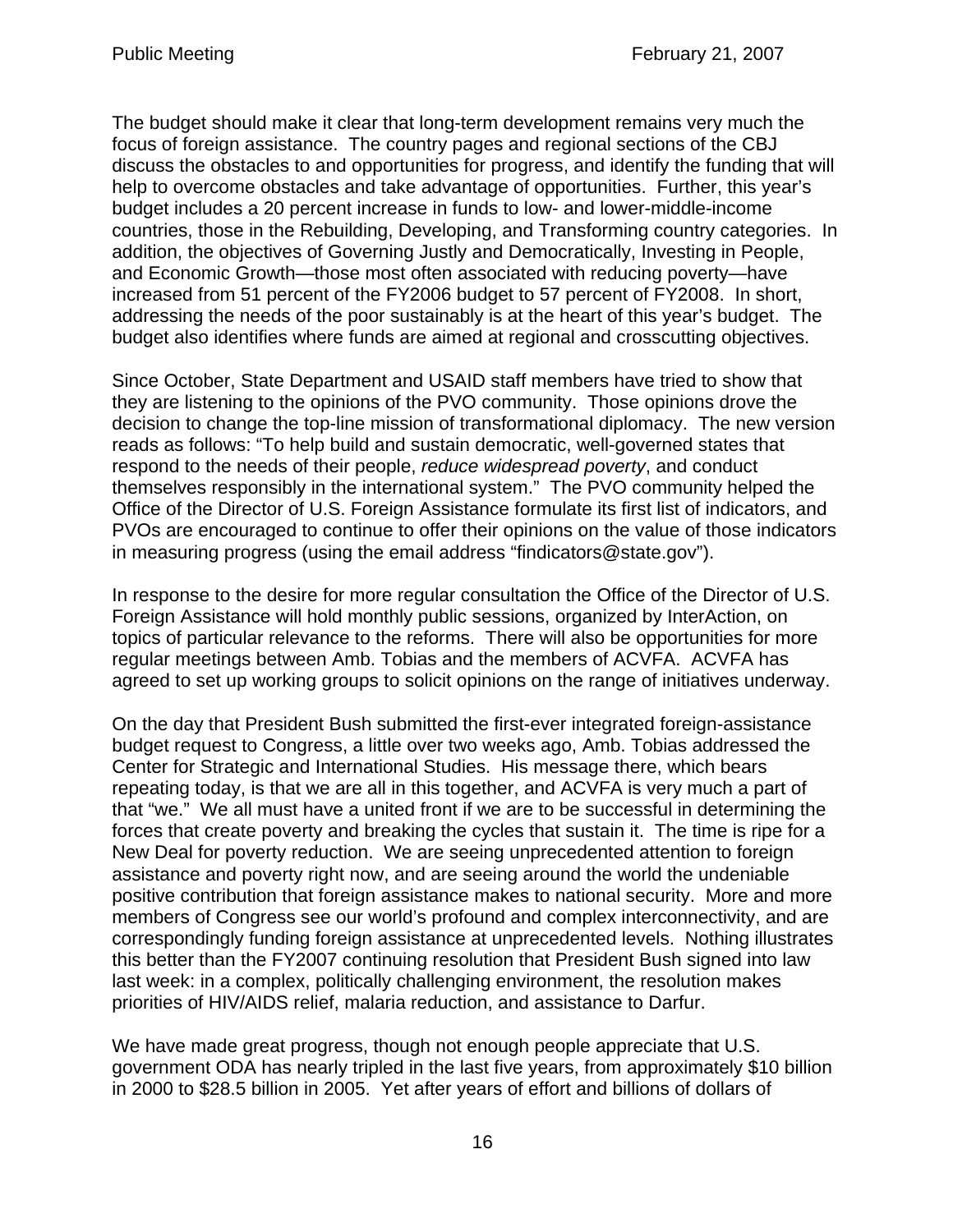The budget should make it clear that long-term development remains very much the focus of foreign assistance. The country pages and regional sections of the CBJ discuss the obstacles to and opportunities for progress, and identify the funding that will help to overcome obstacles and take advantage of opportunities. Further, this year's budget includes a 20 percent increase in funds to low- and lower-middle-income countries, those in the Rebuilding, Developing, and Transforming country categories. In addition, the objectives of Governing Justly and Democratically, Investing in People, and Economic Growth—those most often associated with reducing poverty—have increased from 51 percent of the FY2006 budget to 57 percent of FY2008. In short, addressing the needs of the poor sustainably is at the heart of this year's budget. The budget also identifies where funds are aimed at regional and crosscutting objectives.

Since October, State Department and USAID staff members have tried to show that they are listening to the opinions of the PVO community. Those opinions drove the decision to change the top-line mission of transformational diplomacy. The new version reads as follows: "To help build and sustain democratic, well-governed states that respond to the needs of their people, *reduce widespread poverty*, and conduct themselves responsibly in the international system." The PVO community helped the Office of the Director of U.S. Foreign Assistance formulate its first list of indicators, and PVOs are encouraged to continue to offer their opinions on the value of those indicators in measuring progress (using the email address "findicators@state.gov").

In response to the desire for more regular consultation the Office of the Director of U.S. Foreign Assistance will hold monthly public sessions, organized by InterAction, on topics of particular relevance to the reforms. There will also be opportunities for more regular meetings between Amb. Tobias and the members of ACVFA. ACVFA has agreed to set up working groups to solicit opinions on the range of initiatives underway.

On the day that President Bush submitted the first-ever integrated foreign-assistance budget request to Congress, a little over two weeks ago, Amb. Tobias addressed the Center for Strategic and International Studies. His message there, which bears repeating today, is that we are all in this together, and ACVFA is very much a part of that "we." We all must have a united front if we are to be successful in determining the forces that create poverty and breaking the cycles that sustain it. The time is ripe for a New Deal for poverty reduction. We are seeing unprecedented attention to foreign assistance and poverty right now, and are seeing around the world the undeniable positive contribution that foreign assistance makes to national security. More and more members of Congress see our world's profound and complex interconnectivity, and are correspondingly funding foreign assistance at unprecedented levels. Nothing illustrates this better than the FY2007 continuing resolution that President Bush signed into law last week: in a complex, politically challenging environment, the resolution makes priorities of HIV/AIDS relief, malaria reduction, and assistance to Darfur.

We have made great progress, though not enough people appreciate that U.S. government ODA has nearly tripled in the last five years, from approximately $10 billion in 2000 to $28.5 billion in 2005. Yet after years of effort and billions of dollars of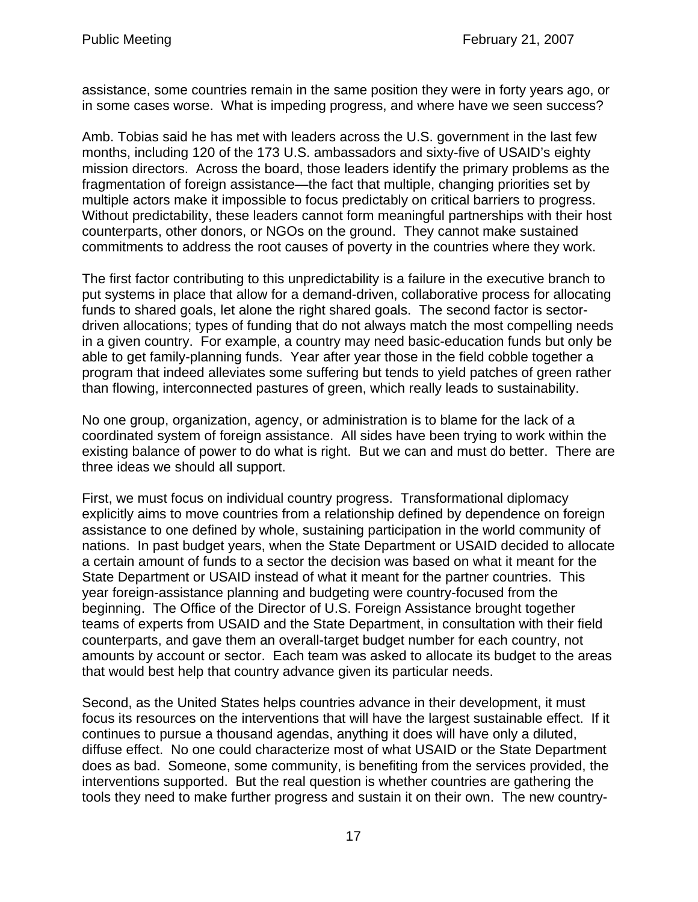assistance, some countries remain in the same position they were in forty years ago, or in some cases worse. What is impeding progress, and where have we seen success?

Amb. Tobias said he has met with leaders across the U.S. government in the last few months, including 120 of the 173 U.S. ambassadors and sixty-five of USAID's eighty mission directors. Across the board, those leaders identify the primary problems as the fragmentation of foreign assistance—the fact that multiple, changing priorities set by multiple actors make it impossible to focus predictably on critical barriers to progress. Without predictability, these leaders cannot form meaningful partnerships with their host counterparts, other donors, or NGOs on the ground. They cannot make sustained commitments to address the root causes of poverty in the countries where they work.

The first factor contributing to this unpredictability is a failure in the executive branch to put systems in place that allow for a demand-driven, collaborative process for allocating funds to shared goals, let alone the right shared goals. The second factor is sector-driven allocations; types of funding that do not always match the most compelling needs in a given country. For example, a country may need basic-education funds but only be able to get family-planning funds. Year after year those in the field cobble together a program that indeed alleviates some suffering but tends to yield patches of green rather than flowing, interconnected pastures of green, which really leads to sustainability.

No one group, organization, agency, or administration is to blame for the lack of a coordinated system of foreign assistance. All sides have been trying to work within the existing balance of power to do what is right. But we can and must do better. There are three ideas we should all support.

First, we must focus on individual country progress. Transformational diplomacy explicitly aims to move countries from a relationship defined by dependence on foreign assistance to one defined by whole, sustaining participation in the world community of nations. In past budget years, when the State Department or USAID decided to allocate a certain amount of funds to a sector the decision was based on what it meant for the State Department or USAID instead of what it meant for the partner countries. This year foreign-assistance planning and budgeting were country-focused from the beginning. The Office of the Director of U.S. Foreign Assistance brought together teams of experts from USAID and the State Department, in consultation with their field counterparts, and gave them an overall-target budget number for each country, not amounts by account or sector. Each team was asked to allocate its budget to the areas that would best help that country advance given its particular needs.

Second, as the United States helps countries advance in their development, it must focus its resources on the interventions that will have the largest sustainable effect. If it continues to pursue a thousand agendas, anything it does will have only a diluted, diffuse effect. No one could characterize most of what USAID or the State Department does as bad. Someone, some community, is benefiting from the services provided, the interventions supported. But the real question is whether countries are gathering the tools they need to make further progress and sustain it on their own. The new country-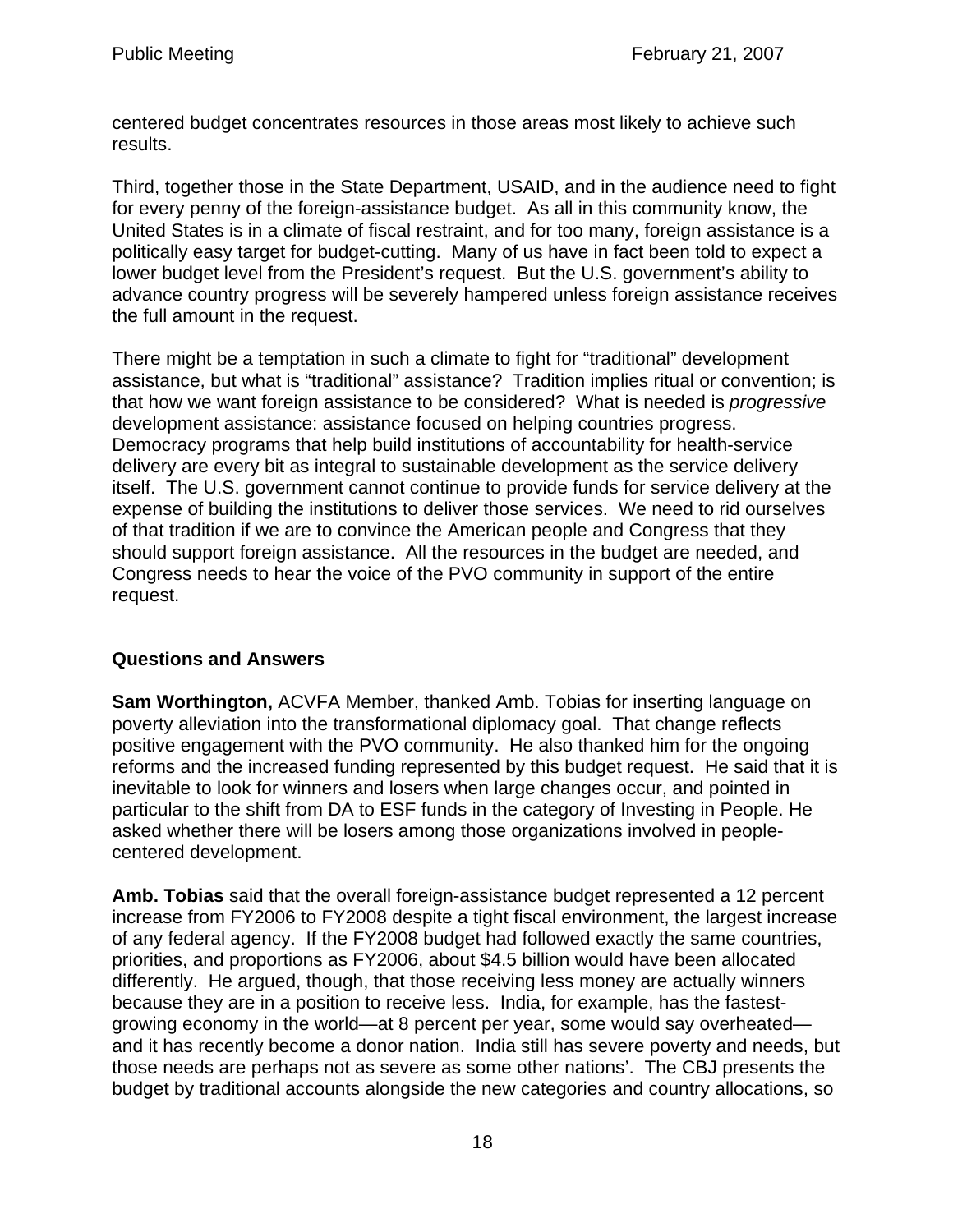centered budget concentrates resources in those areas most likely to achieve such results.

Third, together those in the State Department, USAID, and in the audience need to fight for every penny of the foreign-assistance budget. As all in this community know, the United States is in a climate of fiscal restraint, and for too many, foreign assistance is a politically easy target for budget-cutting. Many of us have in fact been told to expect a lower budget level from the President's request. But the U.S. government's ability to advance country progress will be severely hampered unless foreign assistance receives the full amount in the request.

There might be a temptation in such a climate to fight for "traditional" development assistance, but what is "traditional" assistance? Tradition implies ritual or convention; is that how we want foreign assistance to be considered? What is needed is *progressive* development assistance: assistance focused on helping countries progress. Democracy programs that help build institutions of accountability for health-service delivery are every bit as integral to sustainable development as the service delivery itself. The U.S. government cannot continue to provide funds for service delivery at the expense of building the institutions to deliver those services. We need to rid ourselves of that tradition if we are to convince the American people and Congress that they should support foreign assistance. All the resources in the budget are needed, and Congress needs to hear the voice of the PVO community in support of the entire request.

### Questions and Answers

**Sam Worthington,** ACVFA Member, thanked Amb. Tobias for inserting language on poverty alleviation into the transformational diplomacy goal. That change reflects positive engagement with the PVO community. He also thanked him for the ongoing reforms and the increased funding represented by this budget request. He said that it is inevitable to look for winners and losers when large changes occur, and pointed in particular to the shift from DA to ESF funds in the category of Investing in People. He asked whether there will be losers among those organizations involved in people-centered development.

**Amb. Tobias** said that the overall foreign-assistance budget represented a 12 percent increase from FY2006 to FY2008 despite a tight fiscal environment, the largest increase of any federal agency. If the FY2008 budget had followed exactly the same countries, priorities, and proportions as FY2006, about $4.5 billion would have been allocated differently. He argued, though, that those receiving less money are actually winners because they are in a position to receive less. India, for example, has the fastest-growing economy in the world—at 8 percent per year, some would say overheated—and it has recently become a donor nation. India still has severe poverty and needs, but those needs are perhaps not as severe as some other nations'. The CBJ presents the budget by traditional accounts alongside the new categories and country allocations, so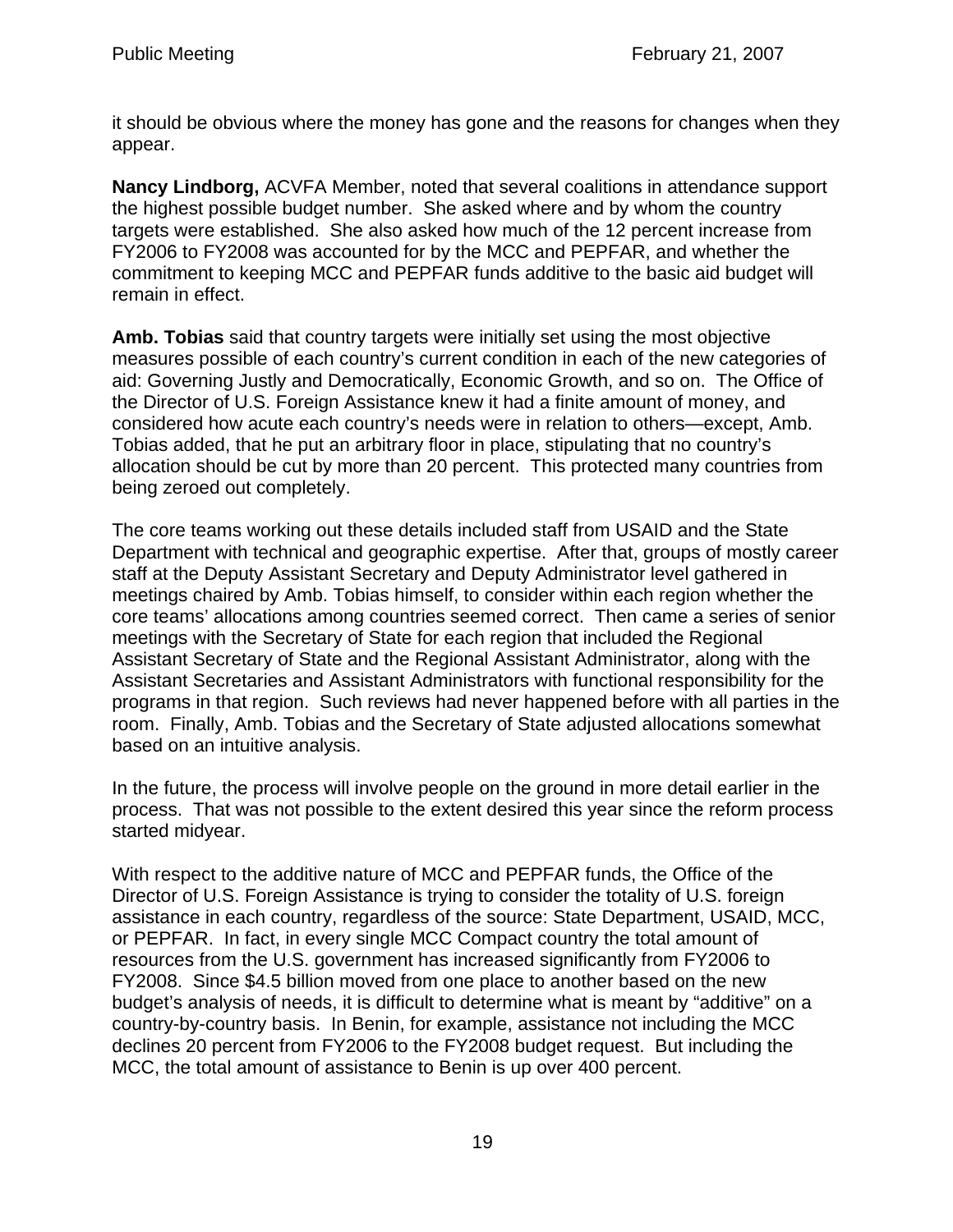it should be obvious where the money has gone and the reasons for changes when they appear.

**Nancy Lindborg,** ACVFA Member, noted that several coalitions in attendance support the highest possible budget number. She asked where and by whom the country targets were established. She also asked how much of the 12 percent increase from FY2006 to FY2008 was accounted for by the MCC and PEPFAR, and whether the commitment to keeping MCC and PEPFAR funds additive to the basic aid budget will remain in effect.

**Amb. Tobias** said that country targets were initially set using the most objective measures possible of each country's current condition in each of the new categories of aid: Governing Justly and Democratically, Economic Growth, and so on. The Office of the Director of U.S. Foreign Assistance knew it had a finite amount of money, and considered how acute each country's needs were in relation to others—except, Amb. Tobias added, that he put an arbitrary floor in place, stipulating that no country's allocation should be cut by more than 20 percent. This protected many countries from being zeroed out completely.

The core teams working out these details included staff from USAID and the State Department with technical and geographic expertise. After that, groups of mostly career staff at the Deputy Assistant Secretary and Deputy Administrator level gathered in meetings chaired by Amb. Tobias himself, to consider within each region whether the core teams' allocations among countries seemed correct. Then came a series of senior meetings with the Secretary of State for each region that included the Regional Assistant Secretary of State and the Regional Assistant Administrator, along with the Assistant Secretaries and Assistant Administrators with functional responsibility for the programs in that region. Such reviews had never happened before with all parties in the room. Finally, Amb. Tobias and the Secretary of State adjusted allocations somewhat based on an intuitive analysis.

In the future, the process will involve people on the ground in more detail earlier in the process. That was not possible to the extent desired this year since the reform process started midyear.

With respect to the additive nature of MCC and PEPFAR funds, the Office of the Director of U.S. Foreign Assistance is trying to consider the totality of U.S. foreign assistance in each country, regardless of the source: State Department, USAID, MCC, or PEPFAR. In fact, in every single MCC Compact country the total amount of resources from the U.S. government has increased significantly from FY2006 to FY2008. Since $4.5 billion moved from one place to another based on the new budget's analysis of needs, it is difficult to determine what is meant by "additive" on a country-by-country basis. In Benin, for example, assistance not including the MCC declines 20 percent from FY2006 to the FY2008 budget request. But including the MCC, the total amount of assistance to Benin is up over 400 percent.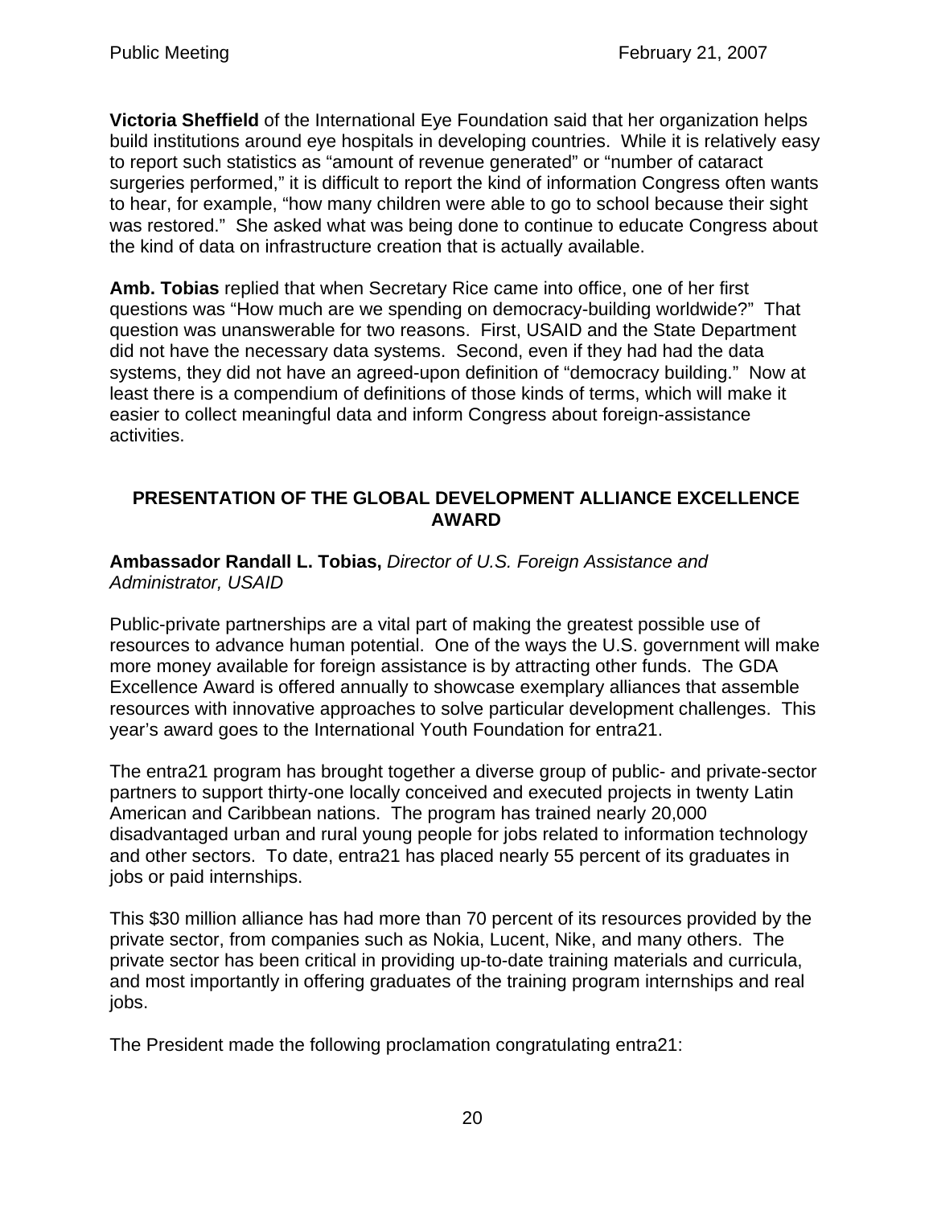**Victoria Sheffield** of the International Eye Foundation said that her organization helps build institutions around eye hospitals in developing countries. While it is relatively easy to report such statistics as "amount of revenue generated" or "number of cataract surgeries performed," it is difficult to report the kind of information Congress often wants to hear, for example, "how many children were able to go to school because their sight was restored." She asked what was being done to continue to educate Congress about the kind of data on infrastructure creation that is actually available.

**Amb. Tobias** replied that when Secretary Rice came into office, one of her first questions was "How much are we spending on democracy-building worldwide?" That question was unanswerable for two reasons. First, USAID and the State Department did not have the necessary data systems. Second, even if they had had the data systems, they did not have an agreed-upon definition of "democracy building." Now at least there is a compendium of definitions of those kinds of terms, which will make it easier to collect meaningful data and inform Congress about foreign-assistance activities.

## PRESENTATION OF THE GLOBAL DEVELOPMENT ALLIANCE EXCELLENCE AWARD

**Ambassador Randall L. Tobias,** *Director of U.S. Foreign Assistance and Administrator, USAID*

Public-private partnerships are a vital part of making the greatest possible use of resources to advance human potential. One of the ways the U.S. government will make more money available for foreign assistance is by attracting other funds. The GDA Excellence Award is offered annually to showcase exemplary alliances that assemble resources with innovative approaches to solve particular development challenges. This year's award goes to the International Youth Foundation for entra21.

The entra21 program has brought together a diverse group of public- and private-sector partners to support thirty-one locally conceived and executed projects in twenty Latin American and Caribbean nations. The program has trained nearly 20,000 disadvantaged urban and rural young people for jobs related to information technology and other sectors. To date, entra21 has placed nearly 55 percent of its graduates in jobs or paid internships.

This $30 million alliance has had more than 70 percent of its resources provided by the private sector, from companies such as Nokia, Lucent, Nike, and many others. The private sector has been critical in providing up-to-date training materials and curricula, and most importantly in offering graduates of the training program internships and real jobs.

The President made the following proclamation congratulating entra21: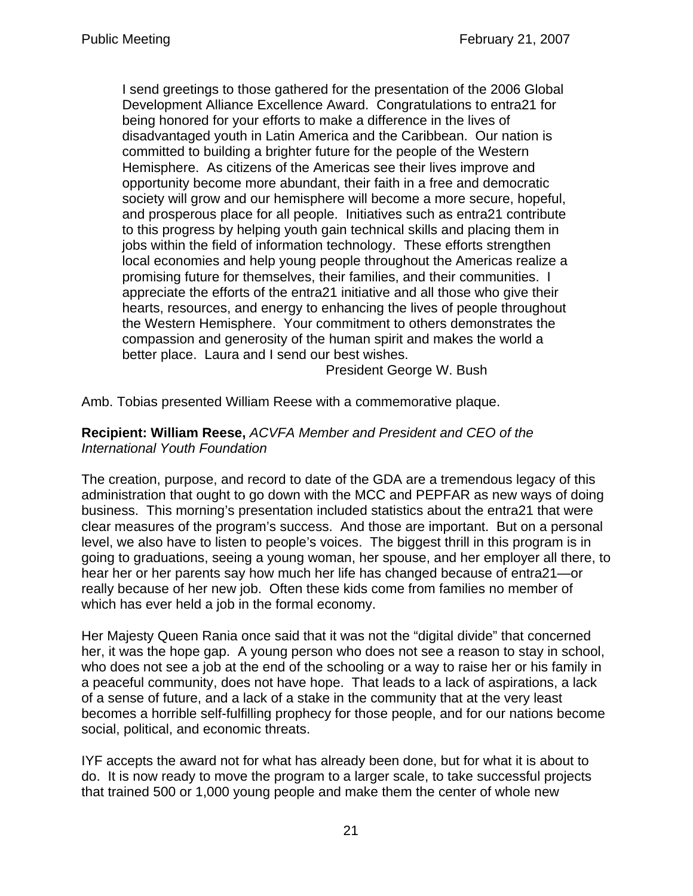> I send greetings to those gathered for the presentation of the 2006 Global Development Alliance Excellence Award. Congratulations to entra21 for being honored for your efforts to make a difference in the lives of disadvantaged youth in Latin America and the Caribbean. Our nation is committed to building a brighter future for the people of the Western Hemisphere. As citizens of the Americas see their lives improve and opportunity become more abundant, their faith in a free and democratic society will grow and our hemisphere will become a more secure, hopeful, and prosperous place for all people. Initiatives such as entra21 contribute to this progress by helping youth gain technical skills and placing them in jobs within the field of information technology. These efforts strengthen local economies and help young people throughout the Americas realize a promising future for themselves, their families, and their communities. I appreciate the efforts of the entra21 initiative and all those who give their hearts, resources, and energy to enhancing the lives of people throughout the Western Hemisphere. Your commitment to others demonstrates the compassion and generosity of the human spirit and makes the world a better place. Laura and I send our best wishes.
>
> President George W. Bush

Amb. Tobias presented William Reese with a commemorative plaque.

**Recipient: William Reese,** *ACVFA Member and President and CEO of the International Youth Foundation*

The creation, purpose, and record to date of the GDA are a tremendous legacy of this administration that ought to go down with the MCC and PEPFAR as new ways of doing business. This morning's presentation included statistics about the entra21 that were clear measures of the program's success. And those are important. But on a personal level, we also have to listen to people's voices. The biggest thrill in this program is in going to graduations, seeing a young woman, her spouse, and her employer all there, to hear her or her parents say how much her life has changed because of entra21—or really because of her new job. Often these kids come from families no member of which has ever held a job in the formal economy.

Her Majesty Queen Rania once said that it was not the "digital divide" that concerned her, it was the hope gap. A young person who does not see a reason to stay in school, who does not see a job at the end of the schooling or a way to raise her or his family in a peaceful community, does not have hope. That leads to a lack of aspirations, a lack of a sense of future, and a lack of a stake in the community that at the very least becomes a horrible self-fulfilling prophecy for those people, and for our nations become social, political, and economic threats.

IYF accepts the award not for what has already been done, but for what it is about to do. It is now ready to move the program to a larger scale, to take successful projects that trained 500 or 1,000 young people and make them the center of whole new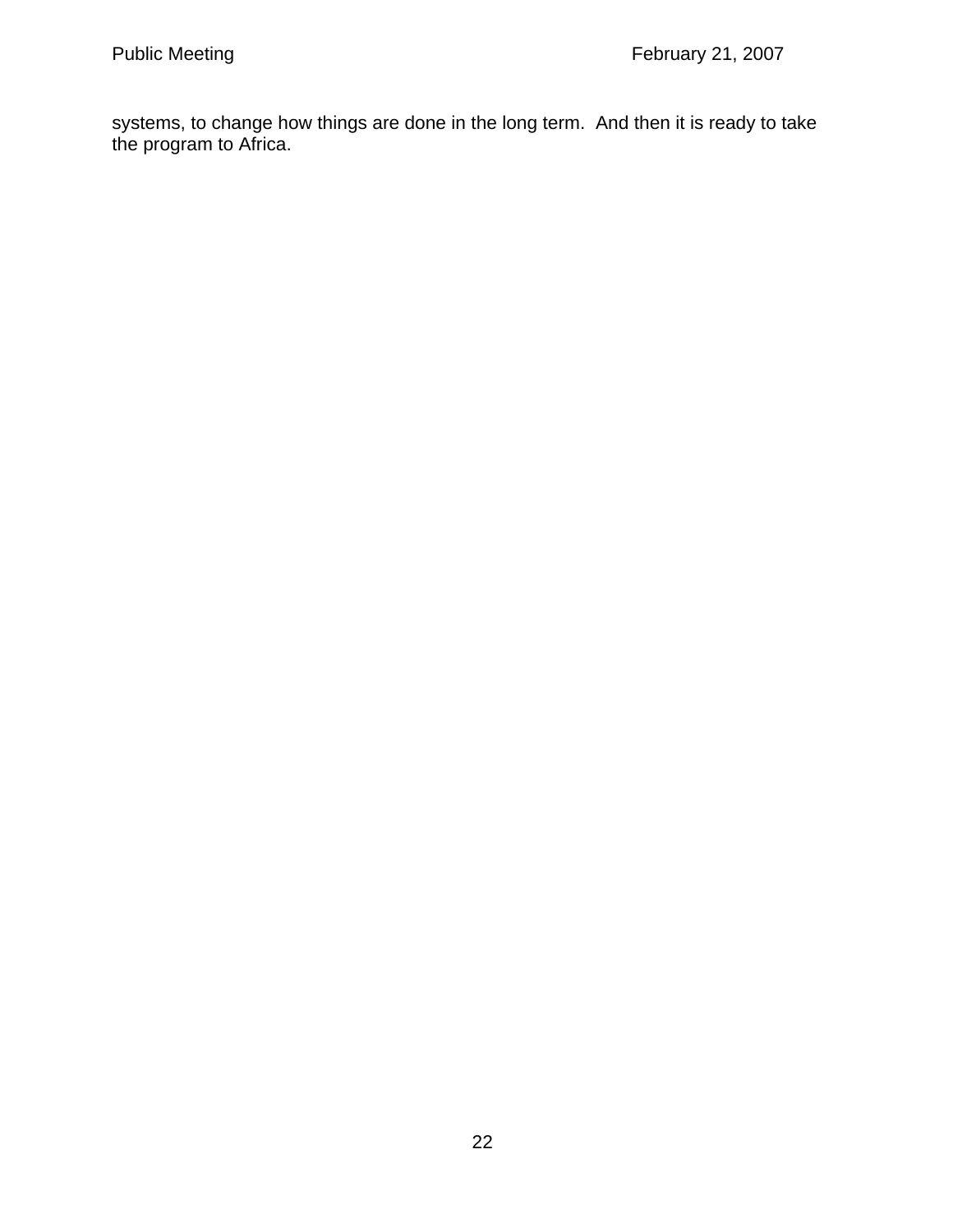systems, to change how things are done in the long term. And then it is ready to take the program to Africa.